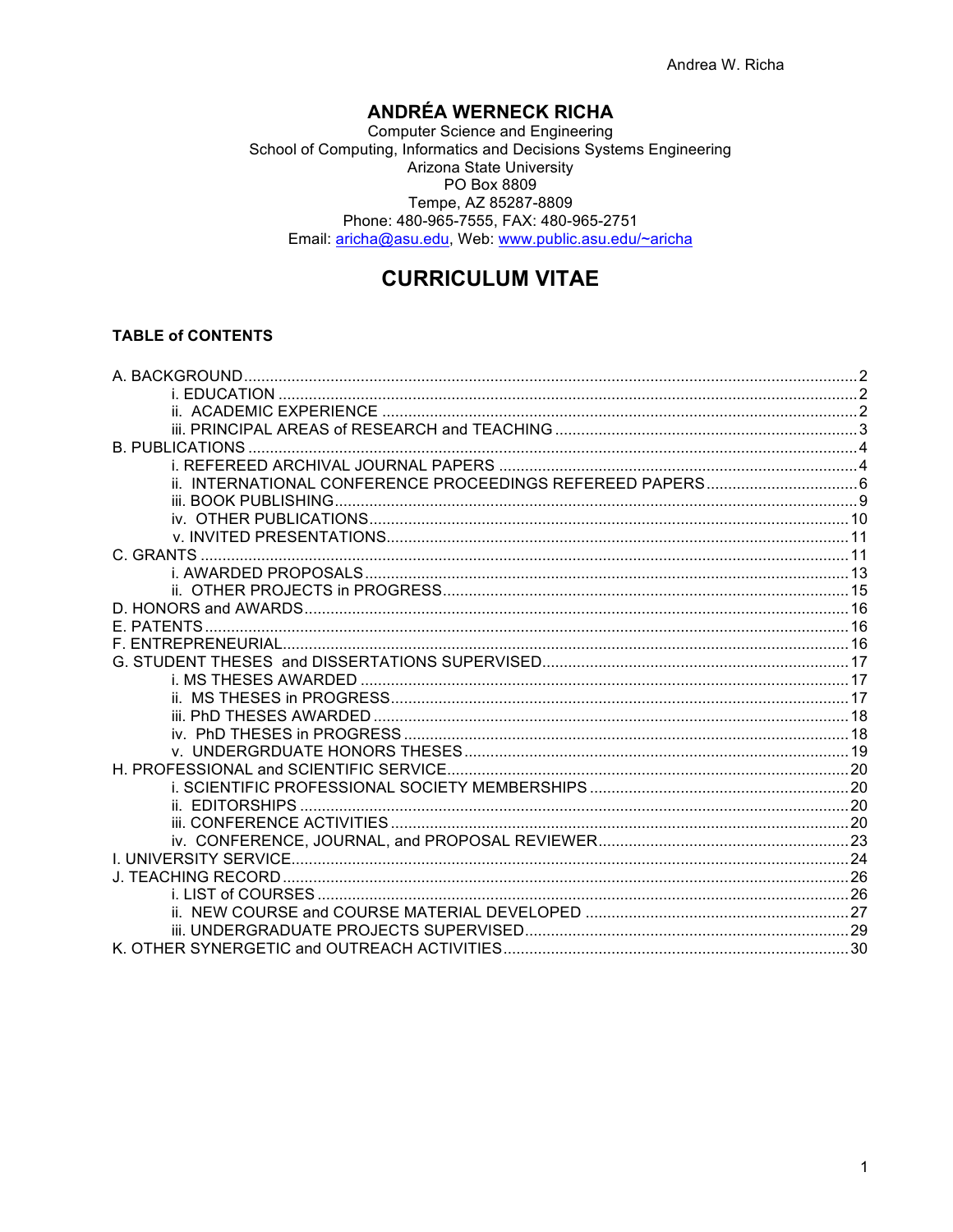# ANDRÉA WERNECK RICHA

Computer Science and Engineering
School of Computing, Informatics and Decisions Systems Engineering
Arizona State University
PO Box 8809
Tempe, AZ 85287-8809
Phone: 480-965-7555, FAX: 480-965-2751
Email: aricha@asu.edu, Web: www.public.asu.edu/~aricha

# CURRICULUM VITAE

## TABLE of CONTENTS

- A. BACKGROUND ........ 2
  - i. EDUCATION ........ 2
  - ii. ACADEMIC EXPERIENCE ........ 2
  - iii. PRINCIPAL AREAS of RESEARCH and TEACHING ........ 3
- B. PUBLICATIONS ........ 4
  - i. REFEREED ARCHIVAL JOURNAL PAPERS ........ 4
  - ii. INTERNATIONAL CONFERENCE PROCEEDINGS REFEREED PAPERS ........ 6
  - iii. BOOK PUBLISHING ........ 9
  - iv. OTHER PUBLICATIONS ........ 10
  - v. INVITED PRESENTATIONS ........ 11
- C. GRANTS ........ 11
  - i. AWARDED PROPOSALS ........ 13
  - ii. OTHER PROJECTS in PROGRESS ........ 15
- D. HONORS and AWARDS ........ 16
- E. PATENTS ........ 16
- F. ENTREPRENEURIAL ........ 16
- G. STUDENT THESES and DISSERTATIONS SUPERVISED ........ 17
  - i. MS THESES AWARDED ........ 17
  - ii. MS THESES in PROGRESS ........ 17
  - iii. PhD THESES AWARDED ........ 18
  - iv. PhD THESES in PROGRESS ........ 18
  - v. UNDERGRDUATE HONORS THESES ........ 19
- H. PROFESSIONAL and SCIENTIFIC SERVICE ........ 20
  - i. SCIENTIFIC PROFESSIONAL SOCIETY MEMBERSHIPS ........ 20
  - ii. EDITORSHIPS ........ 20
  - iii. CONFERENCE ACTIVITIES ........ 20
  - iv. CONFERENCE, JOURNAL, and PROPOSAL REVIEWER ........ 23
- I. UNIVERSITY SERVICE ........ 24
- J. TEACHING RECORD ........ 26
  - i. LIST of COURSES ........ 26
  - ii. NEW COURSE and COURSE MATERIAL DEVELOPED ........ 27
  - iii. UNDERGRADUATE PROJECTS SUPERVISED ........ 29
- K. OTHER SYNERGETIC and OUTREACH ACTIVITIES ........ 30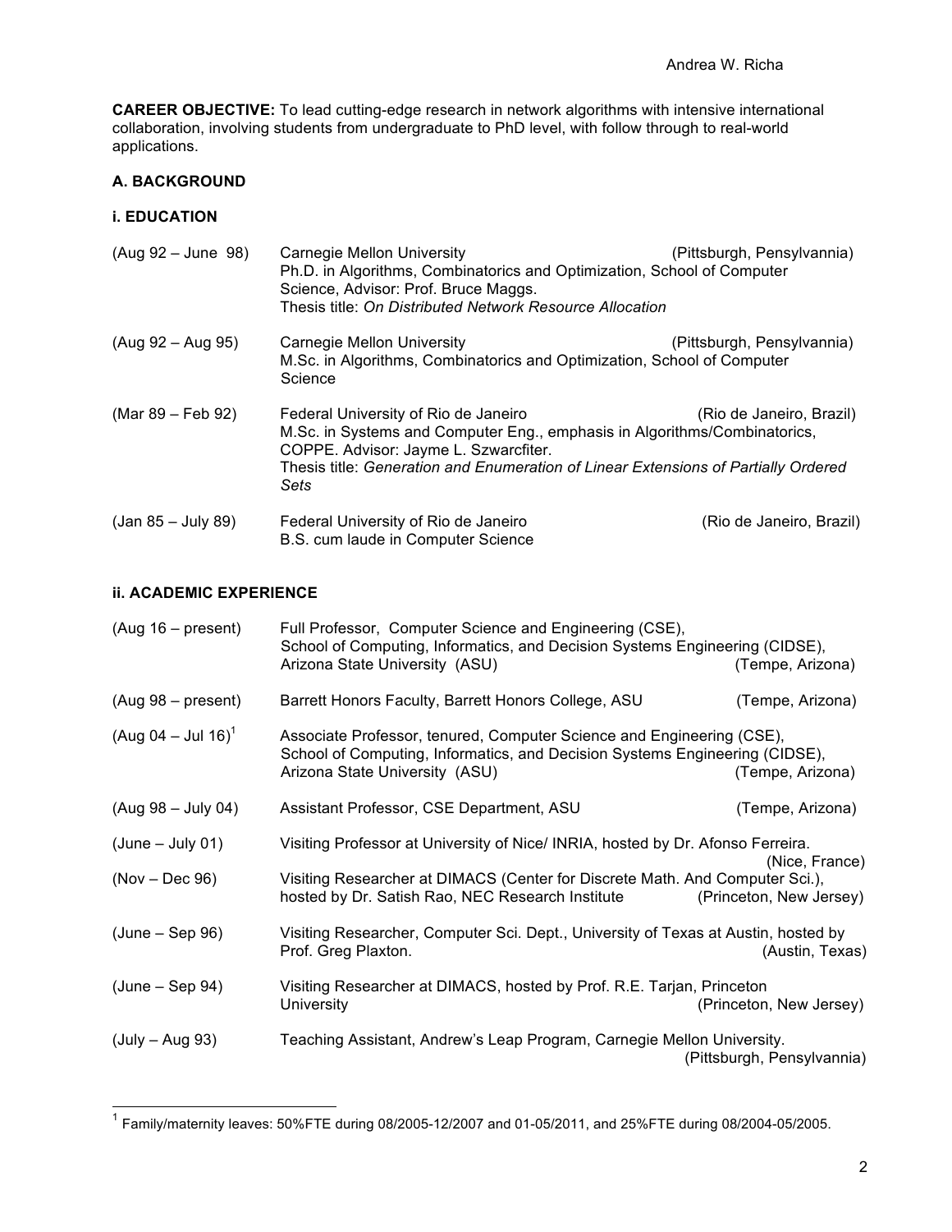**CAREER OBJECTIVE:** To lead cutting-edge research in network algorithms with intensive international collaboration, involving students from undergraduate to PhD level, with follow through to real-world applications.

## A. BACKGROUND

### i. EDUCATION

| | | |
|---|---|---|
| (Aug 92 – June 98) | Carnegie Mellon University<br>Ph.D. in Algorithms, Combinatorics and Optimization, School of Computer Science, Advisor: Prof. Bruce Maggs.<br>Thesis title: *On Distributed Network Resource Allocation* | (Pittsburgh, Pensylvannia) |
| (Aug 92 – Aug 95) | Carnegie Mellon University<br>M.Sc. in Algorithms, Combinatorics and Optimization, School of Computer Science | (Pittsburgh, Pensylvannia) |
| (Mar 89 – Feb 92) | Federal University of Rio de Janeiro<br>M.Sc. in Systems and Computer Eng., emphasis in Algorithms/Combinatorics, COPPE. Advisor: Jayme L. Szwarcfiter.<br>Thesis title: *Generation and Enumeration of Linear Extensions of Partially Ordered Sets* | (Rio de Janeiro, Brazil) |
| (Jan 85 – July 89) | Federal University of Rio de Janeiro<br>B.S. cum laude in Computer Science | (Rio de Janeiro, Brazil) |

### ii. ACADEMIC EXPERIENCE

| | | |
|---|---|---|
| (Aug 16 – present) | Full Professor, Computer Science and Engineering (CSE), School of Computing, Informatics, and Decision Systems Engineering (CIDSE), Arizona State University (ASU) | (Tempe, Arizona) |
| (Aug 98 – present) | Barrett Honors Faculty, Barrett Honors College, ASU | (Tempe, Arizona) |
| (Aug 04 – Jul 16)[1] | Associate Professor, tenured, Computer Science and Engineering (CSE), School of Computing, Informatics, and Decision Systems Engineering (CIDSE), Arizona State University (ASU) | (Tempe, Arizona) |
| (Aug 98 – July 04) | Assistant Professor, CSE Department, ASU | (Tempe, Arizona) |
| (June – July 01) | Visiting Professor at University of Nice/ INRIA, hosted by Dr. Afonso Ferreira. | (Nice, France) |
| (Nov – Dec 96) | Visiting Researcher at DIMACS (Center for Discrete Math. And Computer Sci.), hosted by Dr. Satish Rao, NEC Research Institute | (Princeton, New Jersey) |
| (June – Sep 96) | Visiting Researcher, Computer Sci. Dept., University of Texas at Austin, hosted by Prof. Greg Plaxton. | (Austin, Texas) |
| (June – Sep 94) | Visiting Researcher at DIMACS, hosted by Prof. R.E. Tarjan, Princeton University | (Princeton, New Jersey) |
| (July – Aug 93) | Teaching Assistant, Andrew's Leap Program, Carnegie Mellon University. | (Pittsburgh, Pensylvannia) |

[1] Family/maternity leaves: 50%FTE during 08/2005-12/2007 and 01-05/2011, and 25%FTE during 08/2004-05/2005.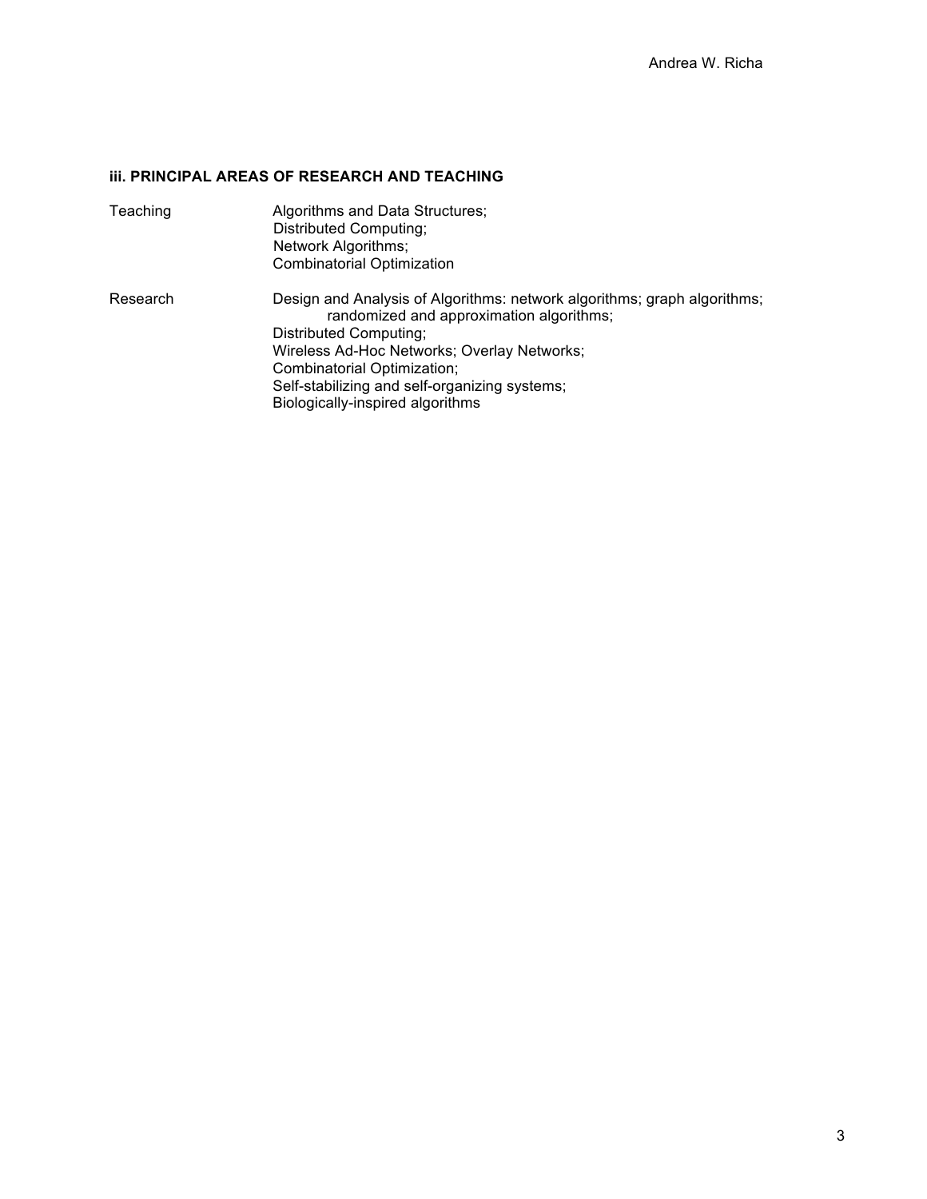### iii. PRINCIPAL AREAS OF RESEARCH AND TEACHING

| | |
|---|---|
| Teaching | Algorithms and Data Structures;<br>Distributed Computing;<br>Network Algorithms;<br>Combinatorial Optimization |
| Research | Design and Analysis of Algorithms: network algorithms; graph algorithms; randomized and approximation algorithms;<br>Distributed Computing;<br>Wireless Ad-Hoc Networks; Overlay Networks;<br>Combinatorial Optimization;<br>Self-stabilizing and self-organizing systems;<br>Biologically-inspired algorithms |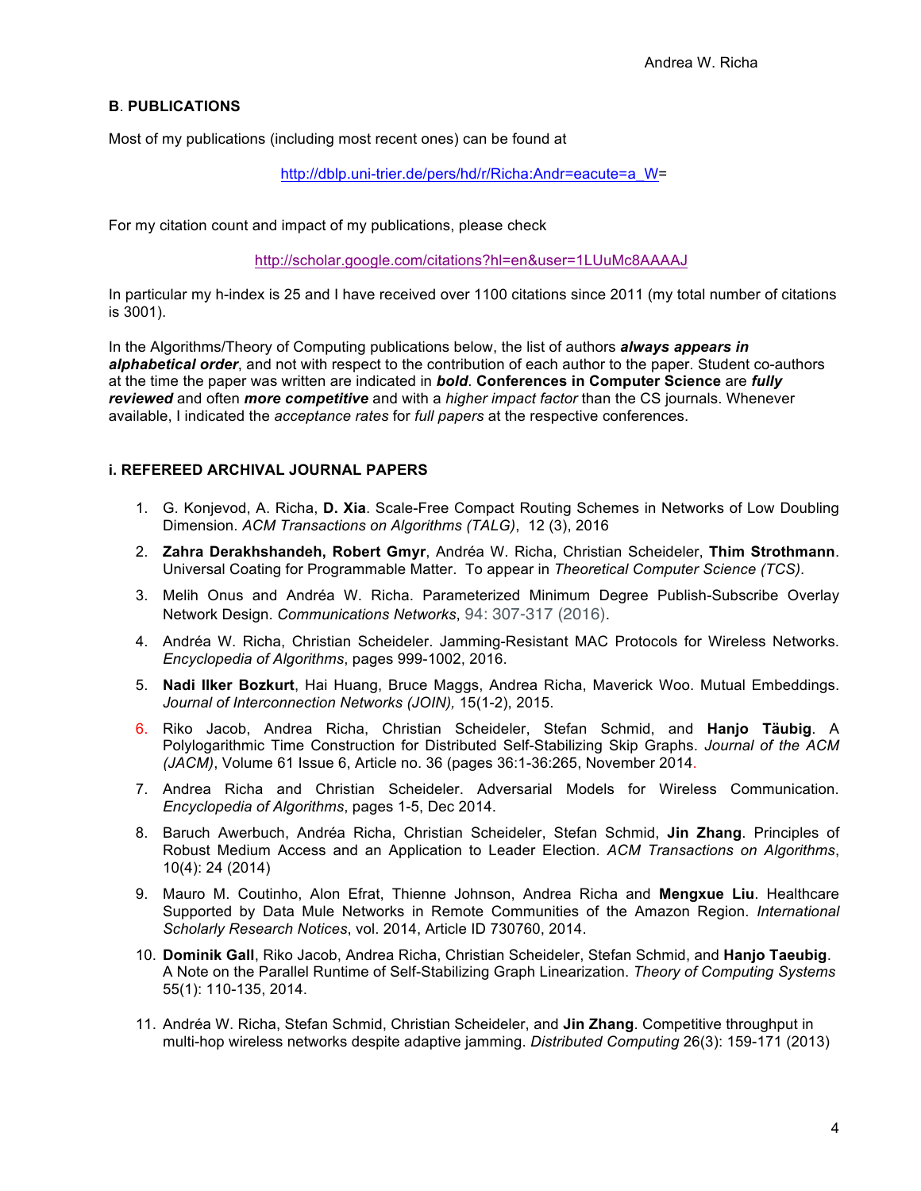**B. PUBLICATIONS**

Most of my publications (including most recent ones) can be found at

http://dblp.uni-trier.de/pers/hd/r/Richa:Andr=eacute=a_W=

For my citation count and impact of my publications, please check

http://scholar.google.com/citations?hl=en&user=1LUuMc8AAAAJ

In particular my h-index is 25 and I have received over 1100 citations since 2011 (my total number of citations is 3001).

In the Algorithms/Theory of Computing publications below, the list of authors ***always appears in alphabetical order***, and not with respect to the contribution of each author to the paper. Student co-authors at the time the paper was written are indicated in ***bold***. **Conferences in Computer Science** are ***fully reviewed*** and often ***more competitive*** and with a *higher impact factor* than the CS journals. Whenever available, I indicated the *acceptance rates* for *full papers* at the respective conferences.

**i. REFEREED ARCHIVAL JOURNAL PAPERS**

1. G. Konjevod, A. Richa, **D. Xia**. Scale-Free Compact Routing Schemes in Networks of Low Doubling Dimension. *ACM Transactions on Algorithms (TALG)*, 12 (3), 2016
2. **Zahra Derakhshandeh, Robert Gmyr**, Andréa W. Richa, Christian Scheideler, **Thim Strothmann**. Universal Coating for Programmable Matter. To appear in *Theoretical Computer Science (TCS)*.
3. Melih Onus and Andréa W. Richa. Parameterized Minimum Degree Publish-Subscribe Overlay Network Design. *Communications Networks*, 94: 307-317 (2016).
4. Andréa W. Richa, Christian Scheideler. Jamming-Resistant MAC Protocols for Wireless Networks. *Encyclopedia of Algorithms*, pages 999-1002, 2016.
5. **Nadi Ilker Bozkurt**, Hai Huang, Bruce Maggs, Andrea Richa, Maverick Woo. Mutual Embeddings. *Journal of Interconnection Networks (JOIN),* 15(1-2), 2015.
6. Riko Jacob, Andrea Richa, Christian Scheideler, Stefan Schmid, and **Hanjo Täubig**. A Polylogarithmic Time Construction for Distributed Self-Stabilizing Skip Graphs. *Journal of the ACM (JACM)*, Volume 61 Issue 6, Article no. 36 (pages 36:1-36:265, November 2014.
7. Andrea Richa and Christian Scheideler. Adversarial Models for Wireless Communication. *Encyclopedia of Algorithms*, pages 1-5, Dec 2014.
8. Baruch Awerbuch, Andréa Richa, Christian Scheideler, Stefan Schmid, **Jin Zhang**. Principles of Robust Medium Access and an Application to Leader Election. *ACM Transactions on Algorithms*, 10(4): 24 (2014)
9. Mauro M. Coutinho, Alon Efrat, Thienne Johnson, Andrea Richa and **Mengxue Liu**. Healthcare Supported by Data Mule Networks in Remote Communities of the Amazon Region. *International Scholarly Research Notices*, vol. 2014, Article ID 730760, 2014.
10. **Dominik Gall**, Riko Jacob, Andrea Richa, Christian Scheideler, Stefan Schmid, and **Hanjo Taeubig**. A Note on the Parallel Runtime of Self-Stabilizing Graph Linearization. *Theory of Computing Systems* 55(1): 110-135, 2014.
11. Andréa W. Richa, Stefan Schmid, Christian Scheideler, and **Jin Zhang**. Competitive throughput in multi-hop wireless networks despite adaptive jamming. *Distributed Computing* 26(3): 159-171 (2013)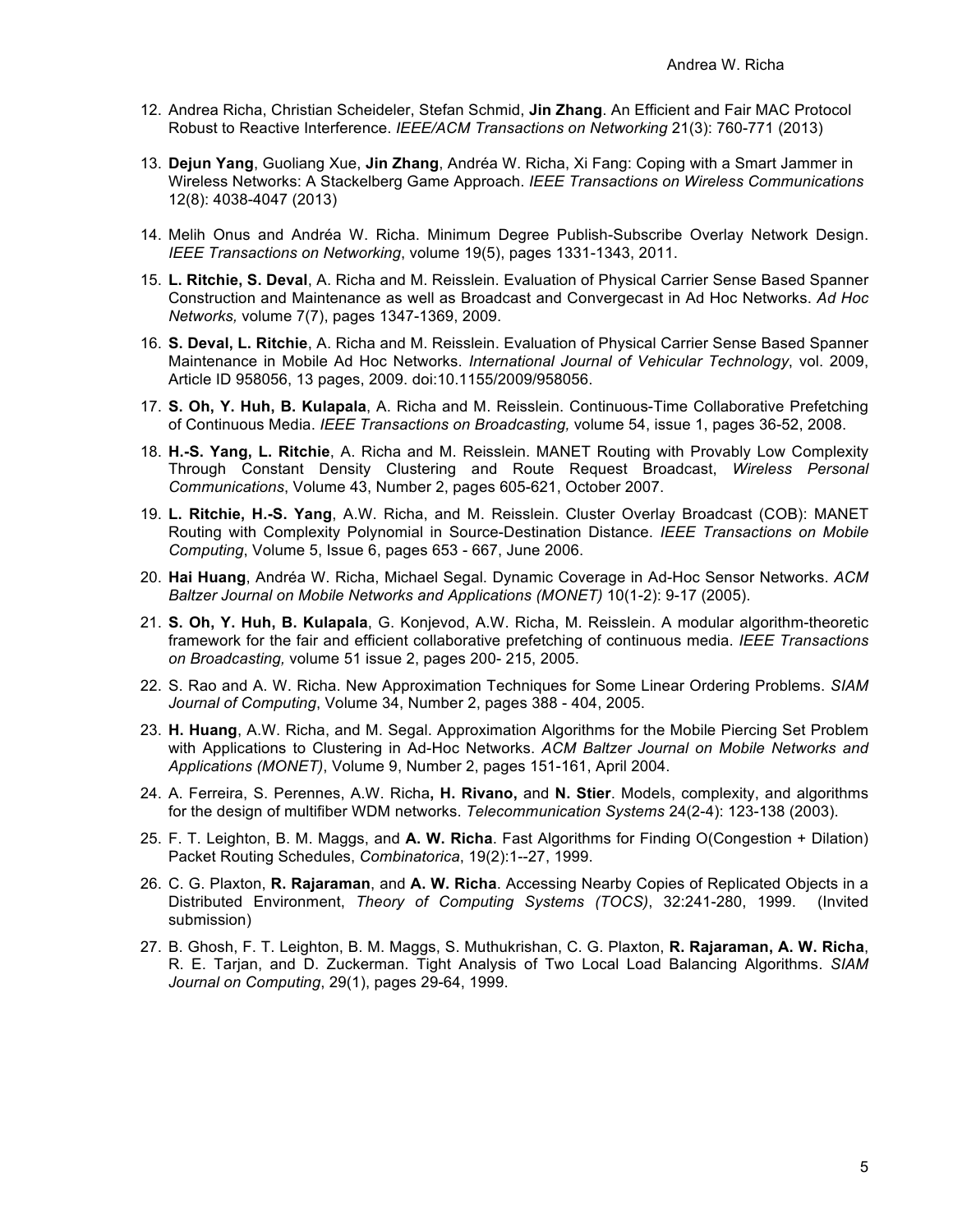12. Andrea Richa, Christian Scheideler, Stefan Schmid, **Jin Zhang**. An Efficient and Fair MAC Protocol Robust to Reactive Interference. *IEEE/ACM Transactions on Networking* 21(3): 760-771 (2013)

13. **Dejun Yang**, Guoliang Xue, **Jin Zhang**, Andréa W. Richa, Xi Fang: Coping with a Smart Jammer in Wireless Networks: A Stackelberg Game Approach. *IEEE Transactions on Wireless Communications* 12(8): 4038-4047 (2013)

14. Melih Onus and Andréa W. Richa. Minimum Degree Publish-Subscribe Overlay Network Design. *IEEE Transactions on Networking*, volume 19(5), pages 1331-1343, 2011.

15. **L. Ritchie, S. Deval**, A. Richa and M. Reisslein. Evaluation of Physical Carrier Sense Based Spanner Construction and Maintenance as well as Broadcast and Convergecast in Ad Hoc Networks. *Ad Hoc Networks,* volume 7(7), pages 1347-1369, 2009.

16. **S. Deval, L. Ritchie**, A. Richa and M. Reisslein. Evaluation of Physical Carrier Sense Based Spanner Maintenance in Mobile Ad Hoc Networks. *International Journal of Vehicular Technology*, vol. 2009, Article ID 958056, 13 pages, 2009. doi:10.1155/2009/958056.

17. **S. Oh, Y. Huh, B. Kulapala**, A. Richa and M. Reisslein. Continuous-Time Collaborative Prefetching of Continuous Media. *IEEE Transactions on Broadcasting,* volume 54, issue 1, pages 36-52, 2008.

18. **H.-S. Yang, L. Ritchie**, A. Richa and M. Reisslein. MANET Routing with Provably Low Complexity Through Constant Density Clustering and Route Request Broadcast, *Wireless Personal Communications*, Volume 43, Number 2, pages 605-621, October 2007.

19. **L. Ritchie, H.-S. Yang**, A.W. Richa, and M. Reisslein. Cluster Overlay Broadcast (COB): MANET Routing with Complexity Polynomial in Source-Destination Distance. *IEEE Transactions on Mobile Computing*, Volume 5, Issue 6, pages 653 - 667, June 2006.

20. **Hai Huang**, Andréa W. Richa, Michael Segal. Dynamic Coverage in Ad-Hoc Sensor Networks. *ACM Baltzer Journal on Mobile Networks and Applications (MONET)* 10(1-2): 9-17 (2005).

21. **S. Oh, Y. Huh, B. Kulapala**, G. Konjevod, A.W. Richa, M. Reisslein. A modular algorithm-theoretic framework for the fair and efficient collaborative prefetching of continuous media. *IEEE Transactions on Broadcasting,* volume 51 issue 2, pages 200- 215, 2005.

22. S. Rao and A. W. Richa. New Approximation Techniques for Some Linear Ordering Problems. *SIAM Journal of Computing*, Volume 34, Number 2, pages 388 - 404, 2005.

23. **H. Huang**, A.W. Richa, and M. Segal. Approximation Algorithms for the Mobile Piercing Set Problem with Applications to Clustering in Ad-Hoc Networks. *ACM Baltzer Journal on Mobile Networks and Applications (MONET)*, Volume 9, Number 2, pages 151-161, April 2004.

24. A. Ferreira, S. Perennes, A.W. Richa**, H. Rivano,** and **N. Stier**. Models, complexity, and algorithms for the design of multifiber WDM networks. *Telecommunication Systems* 24(2-4): 123-138 (2003).

25. F. T. Leighton, B. M. Maggs, and **A. W. Richa**. Fast Algorithms for Finding O(Congestion + Dilation) Packet Routing Schedules, *Combinatorica*, 19(2):1--27, 1999.

26. C. G. Plaxton, **R. Rajaraman**, and **A. W. Richa**. Accessing Nearby Copies of Replicated Objects in a Distributed Environment, *Theory of Computing Systems (TOCS)*, 32:241-280, 1999. (Invited submission)

27. B. Ghosh, F. T. Leighton, B. M. Maggs, S. Muthukrishan, C. G. Plaxton, **R. Rajaraman, A. W. Richa**, R. E. Tarjan, and D. Zuckerman. Tight Analysis of Two Local Load Balancing Algorithms. *SIAM Journal on Computing*, 29(1), pages 29-64, 1999.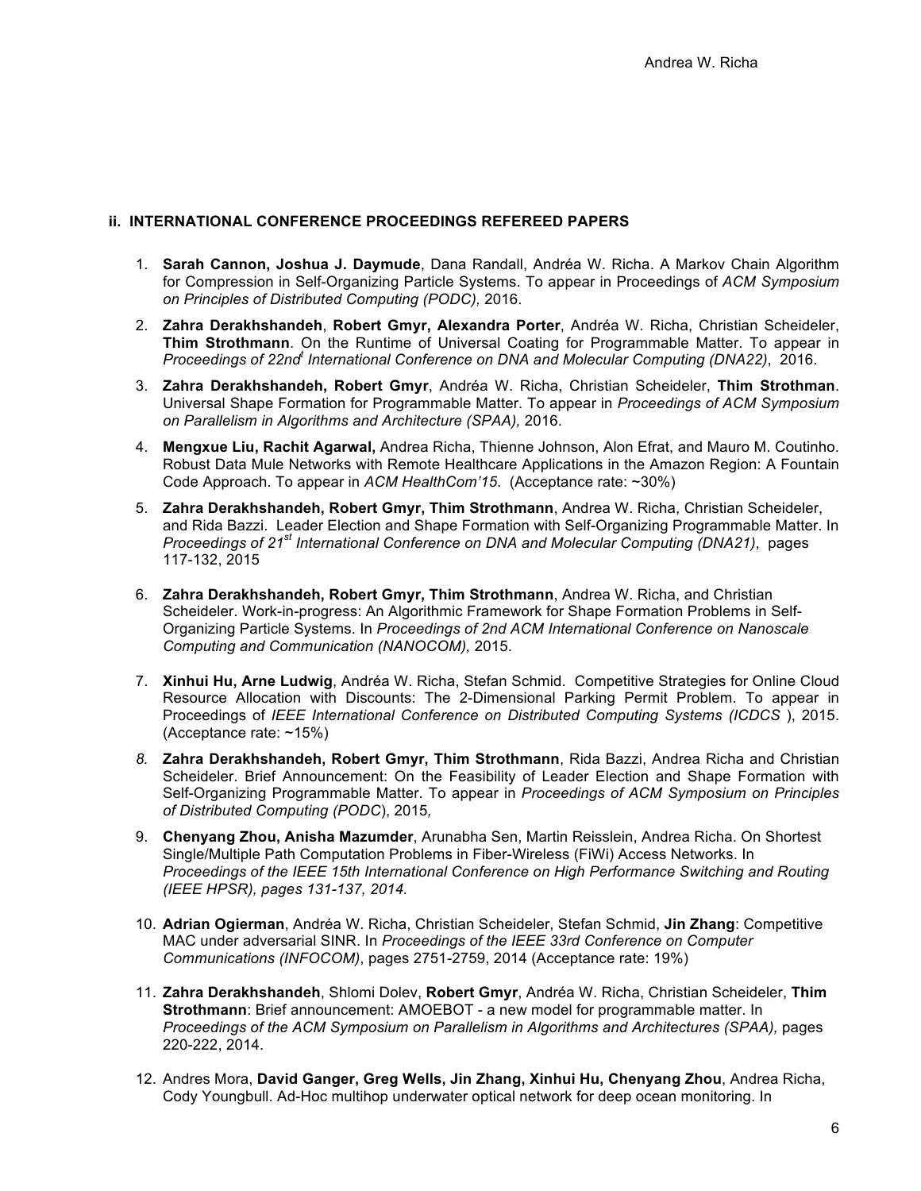#### ii. INTERNATIONAL CONFERENCE PROCEEDINGS REFEREED PAPERS

1. **Sarah Cannon, Joshua J. Daymude**, Dana Randall, Andréa W. Richa. A Markov Chain Algorithm for Compression in Self-Organizing Particle Systems. To appear in Proceedings of *ACM Symposium on Principles of Distributed Computing (PODC),* 2016.

2. **Zahra Derakhshandeh**, **Robert Gmyr, Alexandra Porter**, Andréa W. Richa, Christian Scheideler, **Thim Strothmann**. On the Runtime of Universal Coating for Programmable Matter. To appear in *Proceedings of 22nd[t] International Conference on DNA and Molecular Computing (DNA22)*, 2016.

3. **Zahra Derakhshandeh, Robert Gmyr**, Andréa W. Richa, Christian Scheideler, **Thim Strothman**. Universal Shape Formation for Programmable Matter. To appear in *Proceedings of ACM Symposium on Parallelism in Algorithms and Architecture (SPAA),* 2016.

4. **Mengxue Liu, Rachit Agarwal,** Andrea Richa, Thienne Johnson, Alon Efrat, and Mauro M. Coutinho. Robust Data Mule Networks with Remote Healthcare Applications in the Amazon Region: A Fountain Code Approach. To appear in *ACM HealthCom'15*. (Acceptance rate: ~30%)

5. **Zahra Derakhshandeh, Robert Gmyr, Thim Strothmann**, Andrea W. Richa, Christian Scheideler, and Rida Bazzi. Leader Election and Shape Formation with Self-Organizing Programmable Matter. In *Proceedings of 21st International Conference on DNA and Molecular Computing (DNA21)*, pages 117-132, 2015

6. **Zahra Derakhshandeh, Robert Gmyr, Thim Strothmann**, Andrea W. Richa, and Christian Scheideler. Work-in-progress: An Algorithmic Framework for Shape Formation Problems in Self-Organizing Particle Systems. In *Proceedings of 2nd ACM International Conference on Nanoscale Computing and Communication (NANOCOM),* 2015.

7. **Xinhui Hu, Arne Ludwig**, Andréa W. Richa, Stefan Schmid. Competitive Strategies for Online Cloud Resource Allocation with Discounts: The 2-Dimensional Parking Permit Problem. To appear in Proceedings of *IEEE International Conference on Distributed Computing Systems (ICDCS* ), 2015. (Acceptance rate: ~15%)

8. **Zahra Derakhshandeh, Robert Gmyr, Thim Strothmann**, Rida Bazzi, Andrea Richa and Christian Scheideler. Brief Announcement: On the Feasibility of Leader Election and Shape Formation with Self-Organizing Programmable Matter. To appear in *Proceedings of ACM Symposium on Principles of Distributed Computing (PODC*), 2015*,*

9. **Chenyang Zhou, Anisha Mazumder**, Arunabha Sen, Martin Reisslein, Andrea Richa. On Shortest Single/Multiple Path Computation Problems in Fiber-Wireless (FiWi) Access Networks. In *Proceedings of the IEEE 15th International Conference on High Performance Switching and Routing (IEEE HPSR), pages 131-137, 2014.*

10. **Adrian Ogierman**, Andréa W. Richa, Christian Scheideler, Stefan Schmid, **Jin Zhang**: Competitive MAC under adversarial SINR. In *Proceedings of the IEEE 33rd Conference on Computer Communications (INFOCOM)*, pages 2751-2759, 2014 (Acceptance rate: 19%)

11. **Zahra Derakhshandeh**, Shlomi Dolev, **Robert Gmyr**, Andréa W. Richa, Christian Scheideler, **Thim Strothmann**: Brief announcement: AMOEBOT - a new model for programmable matter. In *Proceedings of the ACM Symposium on Parallelism in Algorithms and Architectures (SPAA),* pages 220-222, 2014.

12. Andres Mora, **David Ganger, Greg Wells, Jin Zhang, Xinhui Hu, Chenyang Zhou**, Andrea Richa, Cody Youngbull. Ad-Hoc multihop underwater optical network for deep ocean monitoring. In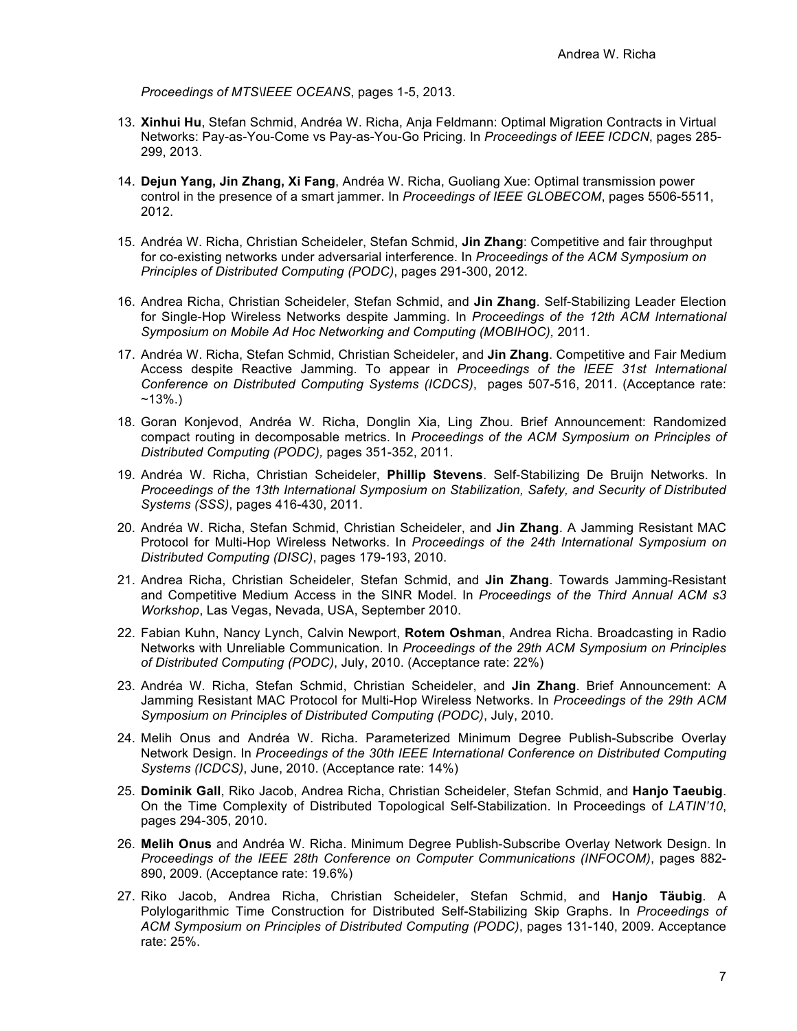*Proceedings of MTS\IEEE OCEANS*, pages 1-5, 2013.

13. **Xinhui Hu**, Stefan Schmid, Andréa W. Richa, Anja Feldmann: Optimal Migration Contracts in Virtual Networks: Pay-as-You-Come vs Pay-as-You-Go Pricing. In *Proceedings of IEEE ICDCN*, pages 285-299, 2013.

14. **Dejun Yang, Jin Zhang, Xi Fang**, Andréa W. Richa, Guoliang Xue: Optimal transmission power control in the presence of a smart jammer. In *Proceedings of IEEE GLOBECOM*, pages 5506-5511, 2012.

15. Andréa W. Richa, Christian Scheideler, Stefan Schmid, **Jin Zhang**: Competitive and fair throughput for co-existing networks under adversarial interference. In *Proceedings of the ACM Symposium on Principles of Distributed Computing (PODC)*, pages 291-300, 2012.

16. Andrea Richa, Christian Scheideler, Stefan Schmid, and **Jin Zhang**. Self-Stabilizing Leader Election for Single-Hop Wireless Networks despite Jamming. In *Proceedings of the 12th ACM International Symposium on Mobile Ad Hoc Networking and Computing (MOBIHOC),* 2011.

17. Andréa W. Richa, Stefan Schmid, Christian Scheideler, and **Jin Zhang**. Competitive and Fair Medium Access despite Reactive Jamming. To appear in *Proceedings of the IEEE 31st International Conference on Distributed Computing Systems (ICDCS)*, pages 507-516, 2011. (Acceptance rate: ~13%.)

18. Goran Konjevod, Andréa W. Richa, Donglin Xia, Ling Zhou. Brief Announcement: Randomized compact routing in decomposable metrics. In *Proceedings of the ACM Symposium on Principles of Distributed Computing (PODC),* pages 351-352, 2011.

19. Andréa W. Richa, Christian Scheideler, **Phillip Stevens**. Self-Stabilizing De Bruijn Networks. In *Proceedings of the 13th International Symposium on Stabilization, Safety, and Security of Distributed Systems (SSS)*, pages 416-430, 2011.

20. Andréa W. Richa, Stefan Schmid, Christian Scheideler, and **Jin Zhang**. A Jamming Resistant MAC Protocol for Multi-Hop Wireless Networks. In *Proceedings of the 24th International Symposium on Distributed Computing (DISC)*, pages 179-193, 2010.

21. Andrea Richa, Christian Scheideler, Stefan Schmid, and **Jin Zhang**. Towards Jamming-Resistant and Competitive Medium Access in the SINR Model. In *Proceedings of the Third Annual ACM s3 Workshop*, Las Vegas, Nevada, USA, September 2010.

22. Fabian Kuhn, Nancy Lynch, Calvin Newport, **Rotem Oshman**, Andrea Richa. Broadcasting in Radio Networks with Unreliable Communication. In *Proceedings of the 29th ACM Symposium on Principles of Distributed Computing (PODC)*, July, 2010. (Acceptance rate: 22%)

23. Andréa W. Richa, Stefan Schmid, Christian Scheideler, and **Jin Zhang**. Brief Announcement: A Jamming Resistant MAC Protocol for Multi-Hop Wireless Networks. In *Proceedings of the 29th ACM Symposium on Principles of Distributed Computing (PODC)*, July, 2010.

24. Melih Onus and Andréa W. Richa. Parameterized Minimum Degree Publish-Subscribe Overlay Network Design. In *Proceedings of the 30th IEEE International Conference on Distributed Computing Systems (ICDCS)*, June, 2010. (Acceptance rate: 14%)

25. **Dominik Gall**, Riko Jacob, Andrea Richa, Christian Scheideler, Stefan Schmid, and **Hanjo Taeubig**. On the Time Complexity of Distributed Topological Self-Stabilization. In Proceedings of *LATIN'10*, pages 294-305, 2010.

26. **Melih Onus** and Andréa W. Richa. Minimum Degree Publish-Subscribe Overlay Network Design. In *Proceedings of the IEEE 28th Conference on Computer Communications (INFOCOM)*, pages 882-890, 2009. (Acceptance rate: 19.6%)

27. Riko Jacob, Andrea Richa, Christian Scheideler, Stefan Schmid, and **Hanjo Täubig**. A Polylogarithmic Time Construction for Distributed Self-Stabilizing Skip Graphs. In *Proceedings of ACM Symposium on Principles of Distributed Computing (PODC)*, pages 131-140, 2009. Acceptance rate: 25%.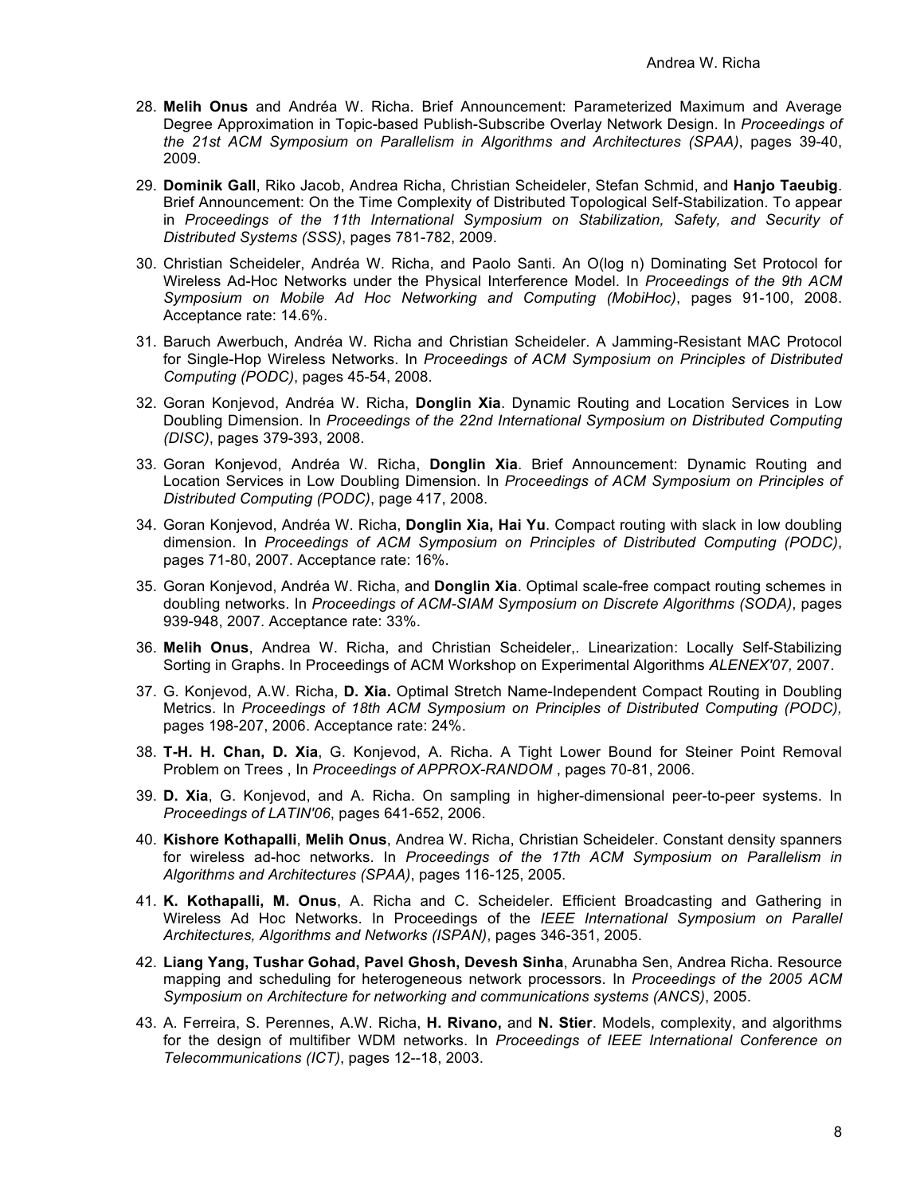28. **Melih Onus** and Andréa W. Richa. Brief Announcement: Parameterized Maximum and Average Degree Approximation in Topic-based Publish-Subscribe Overlay Network Design. In *Proceedings of the 21st ACM Symposium on Parallelism in Algorithms and Architectures (SPAA)*, pages 39-40, 2009.

29. **Dominik Gall**, Riko Jacob, Andrea Richa, Christian Scheideler, Stefan Schmid, and **Hanjo Taeubig**. Brief Announcement: On the Time Complexity of Distributed Topological Self-Stabilization. To appear in *Proceedings of the 11th International Symposium on Stabilization, Safety, and Security of Distributed Systems (SSS)*, pages 781-782, 2009.

30. Christian Scheideler, Andréa W. Richa, and Paolo Santi. An O(log n) Dominating Set Protocol for Wireless Ad-Hoc Networks under the Physical Interference Model. In *Proceedings of the 9th ACM Symposium on Mobile Ad Hoc Networking and Computing (MobiHoc)*, pages 91-100, 2008. Acceptance rate: 14.6%.

31. Baruch Awerbuch, Andréa W. Richa and Christian Scheideler. A Jamming-Resistant MAC Protocol for Single-Hop Wireless Networks. In *Proceedings of ACM Symposium on Principles of Distributed Computing (PODC)*, pages 45-54, 2008.

32. Goran Konjevod, Andréa W. Richa, **Donglin Xia**. Dynamic Routing and Location Services in Low Doubling Dimension. In *Proceedings of the 22nd International Symposium on Distributed Computing (DISC)*, pages 379-393, 2008.

33. Goran Konjevod, Andréa W. Richa, **Donglin Xia**. Brief Announcement: Dynamic Routing and Location Services in Low Doubling Dimension. In *Proceedings of ACM Symposium on Principles of Distributed Computing (PODC)*, page 417, 2008.

34. Goran Konjevod, Andréa W. Richa, **Donglin Xia, Hai Yu**. Compact routing with slack in low doubling dimension. In *Proceedings of ACM Symposium on Principles of Distributed Computing (PODC)*, pages 71-80, 2007. Acceptance rate: 16%.

35. Goran Konjevod, Andréa W. Richa, and **Donglin Xia**. Optimal scale-free compact routing schemes in doubling networks. In *Proceedings of ACM-SIAM Symposium on Discrete Algorithms (SODA)*, pages 939-948, 2007. Acceptance rate: 33%.

36. **Melih Onus**, Andrea W. Richa, and Christian Scheideler,. Linearization: Locally Self-Stabilizing Sorting in Graphs. In Proceedings of ACM Workshop on Experimental Algorithms *ALENEX'07,* 2007.

37. G. Konjevod, A.W. Richa, **D. Xia.** Optimal Stretch Name-Independent Compact Routing in Doubling Metrics. In *Proceedings of 18th ACM Symposium on Principles of Distributed Computing (PODC),* pages 198-207, 2006. Acceptance rate: 24%.

38. **T-H. H. Chan, D. Xia**, G. Konjevod, A. Richa. A Tight Lower Bound for Steiner Point Removal Problem on Trees , In *Proceedings of APPROX-RANDOM* , pages 70-81, 2006.

39. **D. Xia**, G. Konjevod, and A. Richa. On sampling in higher-dimensional peer-to-peer systems. In *Proceedings of LATIN'06*, pages 641-652, 2006.

40. **Kishore Kothapalli**, **Melih Onus**, Andrea W. Richa, Christian Scheideler. Constant density spanners for wireless ad-hoc networks. In *Proceedings of the 17th ACM Symposium on Parallelism in Algorithms and Architectures (SPAA)*, pages 116-125, 2005.

41. **K. Kothapalli, M. Onus**, A. Richa and C. Scheideler. Efficient Broadcasting and Gathering in Wireless Ad Hoc Networks. In Proceedings of the *IEEE International Symposium on Parallel Architectures, Algorithms and Networks (ISPAN)*, pages 346-351, 2005.

42. **Liang Yang, Tushar Gohad, Pavel Ghosh, Devesh Sinha**, Arunabha Sen, Andrea Richa. Resource mapping and scheduling for heterogeneous network processors. In *Proceedings of the 2005 ACM Symposium on Architecture for networking and communications systems (ANCS)*, 2005.

43. A. Ferreira, S. Perennes, A.W. Richa, **H. Rivano,** and **N. Stier**. Models, complexity, and algorithms for the design of multifiber WDM networks. In *Proceedings of IEEE International Conference on Telecommunications (ICT)*, pages 12--18, 2003.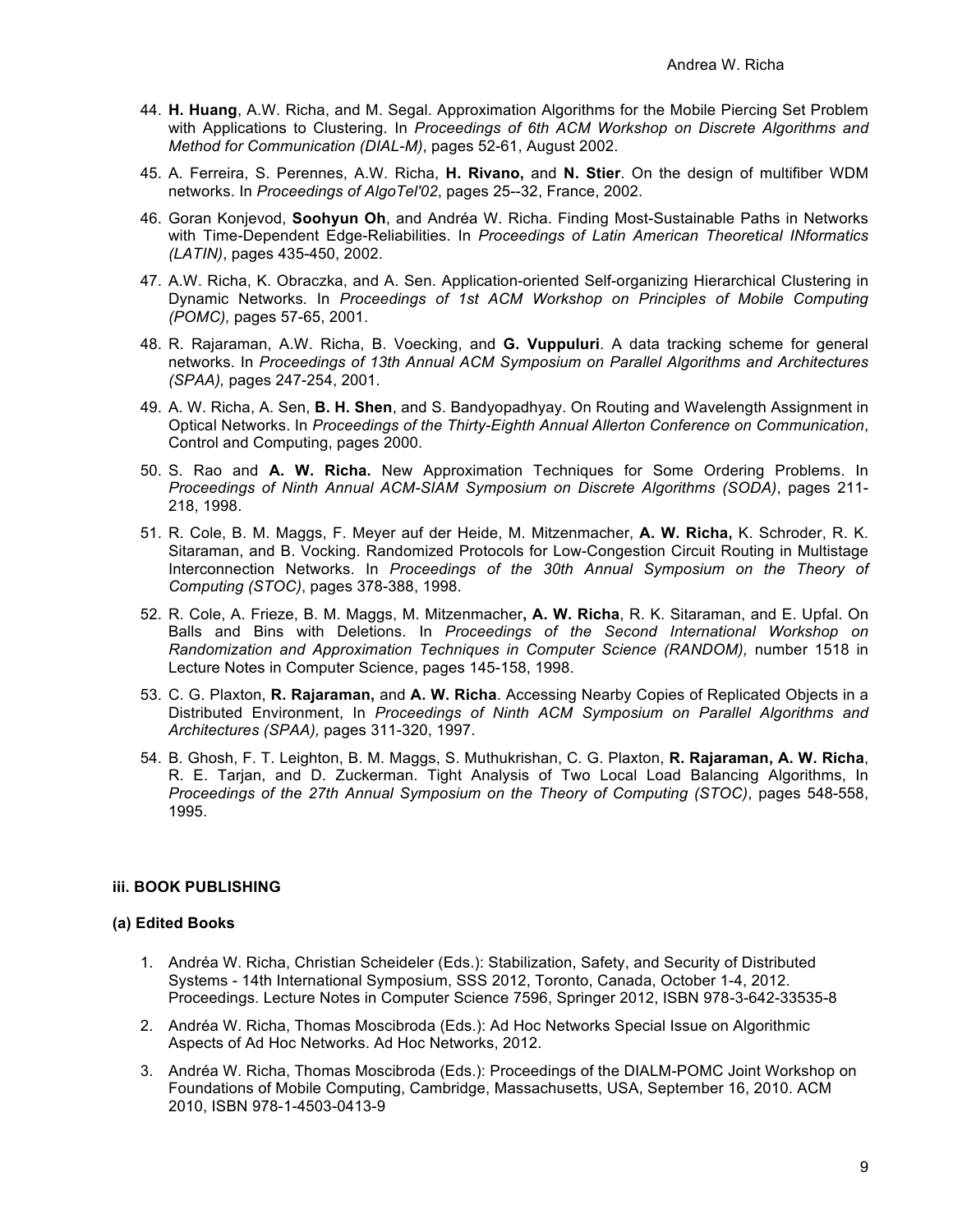44. **H. Huang**, A.W. Richa, and M. Segal. Approximation Algorithms for the Mobile Piercing Set Problem with Applications to Clustering. In *Proceedings of 6th ACM Workshop on Discrete Algorithms and Method for Communication (DIAL-M)*, pages 52-61, August 2002.

45. A. Ferreira, S. Perennes, A.W. Richa, **H. Rivano,** and **N. Stier**. On the design of multifiber WDM networks. In *Proceedings of AlgoTel'02*, pages 25--32, France, 2002.

46. Goran Konjevod, **Soohyun Oh**, and Andréa W. Richa. Finding Most-Sustainable Paths in Networks with Time-Dependent Edge-Reliabilities. In *Proceedings of Latin American Theoretical INformatics (LATIN)*, pages 435-450, 2002.

47. A.W. Richa, K. Obraczka, and A. Sen. Application-oriented Self-organizing Hierarchical Clustering in Dynamic Networks*.* In *Proceedings of 1st ACM Workshop on Principles of Mobile Computing (POMC),* pages 57-65, 2001.

48. R. Rajaraman, A.W. Richa, B. Voecking, and **G. Vuppuluri**. A data tracking scheme for general networks. In *Proceedings of 13th Annual ACM Symposium on Parallel Algorithms and Architectures (SPAA),* pages 247-254, 2001.

49. A. W. Richa, A. Sen, **B. H. Shen**, and S. Bandyopadhyay. On Routing and Wavelength Assignment in Optical Networks. In *Proceedings of the Thirty-Eighth Annual Allerton Conference on Communication*, Control and Computing, pages 2000.

50. S. Rao and **A. W. Richa.** New Approximation Techniques for Some Ordering Problems. In *Proceedings of Ninth Annual ACM-SIAM Symposium on Discrete Algorithms (SODA)*, pages 211-218, 1998.

51. R. Cole, B. M. Maggs, F. Meyer auf der Heide, M. Mitzenmacher, **A. W. Richa,** K. Schroder, R. K. Sitaraman, and B. Vocking. Randomized Protocols for Low-Congestion Circuit Routing in Multistage Interconnection Networks. In *Proceedings of the 30th Annual Symposium on the Theory of Computing (STOC)*, pages 378-388, 1998.

52. R. Cole, A. Frieze, B. M. Maggs, M. Mitzenmacher**, A. W. Richa**, R. K. Sitaraman, and E. Upfal. On Balls and Bins with Deletions. In *Proceedings of the Second International Workshop on Randomization and Approximation Techniques in Computer Science (RANDOM),* number 1518 in Lecture Notes in Computer Science, pages 145-158, 1998.

53. C. G. Plaxton, **R. Rajaraman,** and **A. W. Richa**. Accessing Nearby Copies of Replicated Objects in a Distributed Environment, In *Proceedings of Ninth ACM Symposium on Parallel Algorithms and Architectures (SPAA),* pages 311-320, 1997.

54. B. Ghosh, F. T. Leighton, B. M. Maggs, S. Muthukrishan, C. G. Plaxton, **R. Rajaraman, A. W. Richa**, R. E. Tarjan, and D. Zuckerman. Tight Analysis of Two Local Load Balancing Algorithms, In *Proceedings of the 27th Annual Symposium on the Theory of Computing (STOC)*, pages 548-558, 1995.

### iii. BOOK PUBLISHING

#### (a) Edited Books

1. Andréa W. Richa, Christian Scheideler (Eds.): Stabilization, Safety, and Security of Distributed Systems - 14th International Symposium, SSS 2012, Toronto, Canada, October 1-4, 2012. Proceedings. Lecture Notes in Computer Science 7596, Springer 2012, ISBN 978-3-642-33535-8

2. Andréa W. Richa, Thomas Moscibroda (Eds.): Ad Hoc Networks Special Issue on Algorithmic Aspects of Ad Hoc Networks. Ad Hoc Networks, 2012.

3. Andréa W. Richa, Thomas Moscibroda (Eds.): Proceedings of the DIALM-POMC Joint Workshop on Foundations of Mobile Computing, Cambridge, Massachusetts, USA, September 16, 2010. ACM 2010, ISBN 978-1-4503-0413-9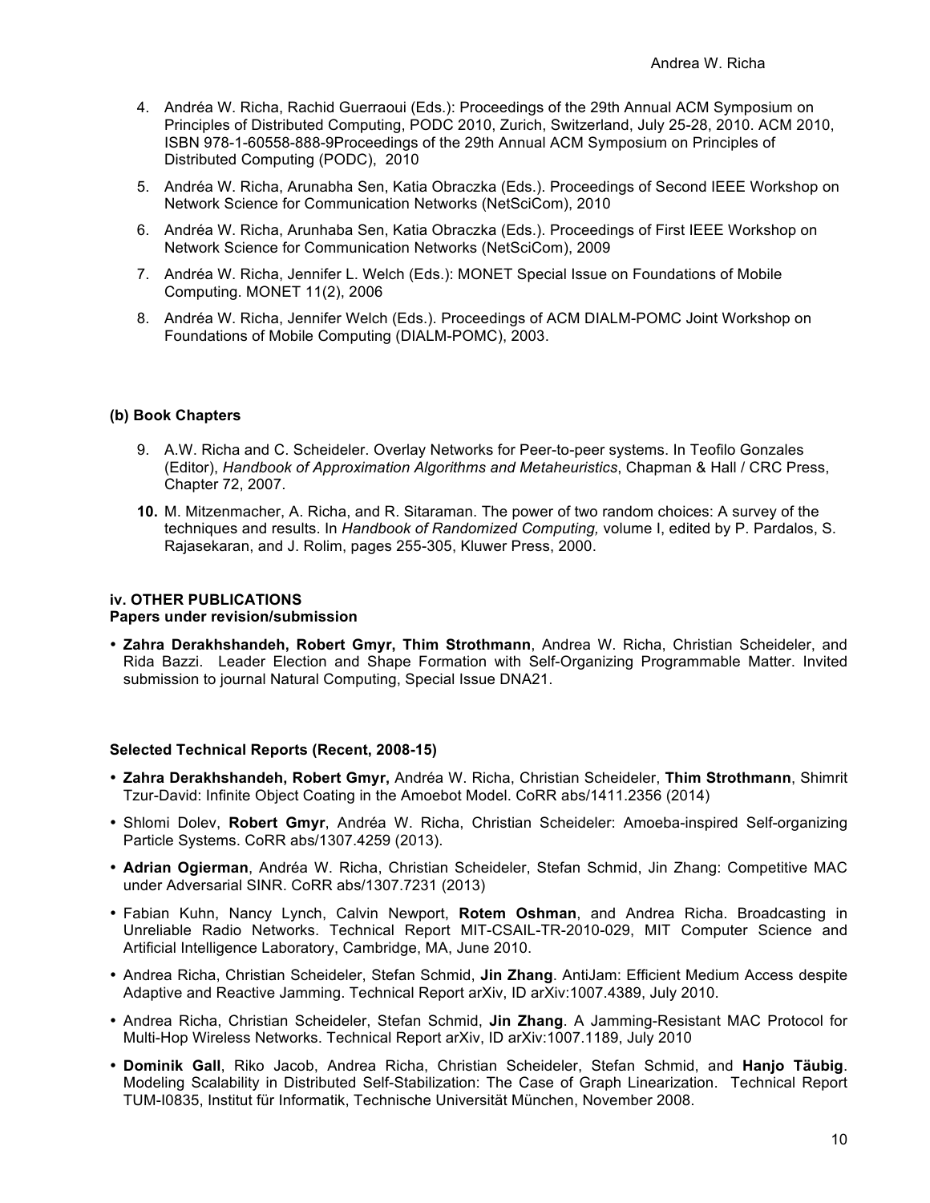4. Andréa W. Richa, Rachid Guerraoui (Eds.): Proceedings of the 29th Annual ACM Symposium on Principles of Distributed Computing, PODC 2010, Zurich, Switzerland, July 25-28, 2010. ACM 2010, ISBN 978-1-60558-888-9Proceedings of the 29th Annual ACM Symposium on Principles of Distributed Computing (PODC), 2010

5. Andréa W. Richa, Arunabha Sen, Katia Obraczka (Eds.). Proceedings of Second IEEE Workshop on Network Science for Communication Networks (NetSciCom), 2010

6. Andréa W. Richa, Arunhaba Sen, Katia Obraczka (Eds.). Proceedings of First IEEE Workshop on Network Science for Communication Networks (NetSciCom), 2009

7. Andréa W. Richa, Jennifer L. Welch (Eds.): MONET Special Issue on Foundations of Mobile Computing. MONET 11(2), 2006

8. Andréa W. Richa, Jennifer Welch (Eds.). Proceedings of ACM DIALM-POMC Joint Workshop on Foundations of Mobile Computing (DIALM-POMC), 2003.

### (b) Book Chapters

9. A.W. Richa and C. Scheideler. Overlay Networks for Peer-to-peer systems. In Teofilo Gonzales (Editor), *Handbook of Approximation Algorithms and Metaheuristics*, Chapman & Hall / CRC Press, Chapter 72, 2007.

10. M. Mitzenmacher, A. Richa, and R. Sitaraman. The power of two random choices: A survey of the techniques and results. In *Handbook of Randomized Computing,* volume I, edited by P. Pardalos, S. Rajasekaran, and J. Rolim, pages 255-305, Kluwer Press, 2000.

### iv. OTHER PUBLICATIONS

**Papers under revision/submission**

- **Zahra Derakhshandeh, Robert Gmyr, Thim Strothmann**, Andrea W. Richa, Christian Scheideler, and Rida Bazzi. Leader Election and Shape Formation with Self-Organizing Programmable Matter. Invited submission to journal Natural Computing, Special Issue DNA21.

**Selected Technical Reports (Recent, 2008-15)**

- **Zahra Derakhshandeh, Robert Gmyr,** Andréa W. Richa, Christian Scheideler, **Thim Strothmann**, Shimrit Tzur-David: Infinite Object Coating in the Amoebot Model. CoRR abs/1411.2356 (2014)
- Shlomi Dolev, **Robert Gmyr**, Andréa W. Richa, Christian Scheideler: Amoeba-inspired Self-organizing Particle Systems. CoRR abs/1307.4259 (2013).
- **Adrian Ogierman**, Andréa W. Richa, Christian Scheideler, Stefan Schmid, Jin Zhang: Competitive MAC under Adversarial SINR. CoRR abs/1307.7231 (2013)
- Fabian Kuhn, Nancy Lynch, Calvin Newport, **Rotem Oshman**, and Andrea Richa. Broadcasting in Unreliable Radio Networks. Technical Report MIT-CSAIL-TR-2010-029, MIT Computer Science and Artificial Intelligence Laboratory, Cambridge, MA, June 2010.
- Andrea Richa, Christian Scheideler, Stefan Schmid, **Jin Zhang**. AntiJam: Efficient Medium Access despite Adaptive and Reactive Jamming. Technical Report arXiv, ID arXiv:1007.4389, July 2010.
- Andrea Richa, Christian Scheideler, Stefan Schmid, **Jin Zhang**. A Jamming-Resistant MAC Protocol for Multi-Hop Wireless Networks. Technical Report arXiv, ID arXiv:1007.1189, July 2010
- **Dominik Gall**, Riko Jacob, Andrea Richa, Christian Scheideler, Stefan Schmid, and **Hanjo Täubig**. Modeling Scalability in Distributed Self-Stabilization: The Case of Graph Linearization. Technical Report TUM-I0835, Institut für Informatik, Technische Universität München, November 2008.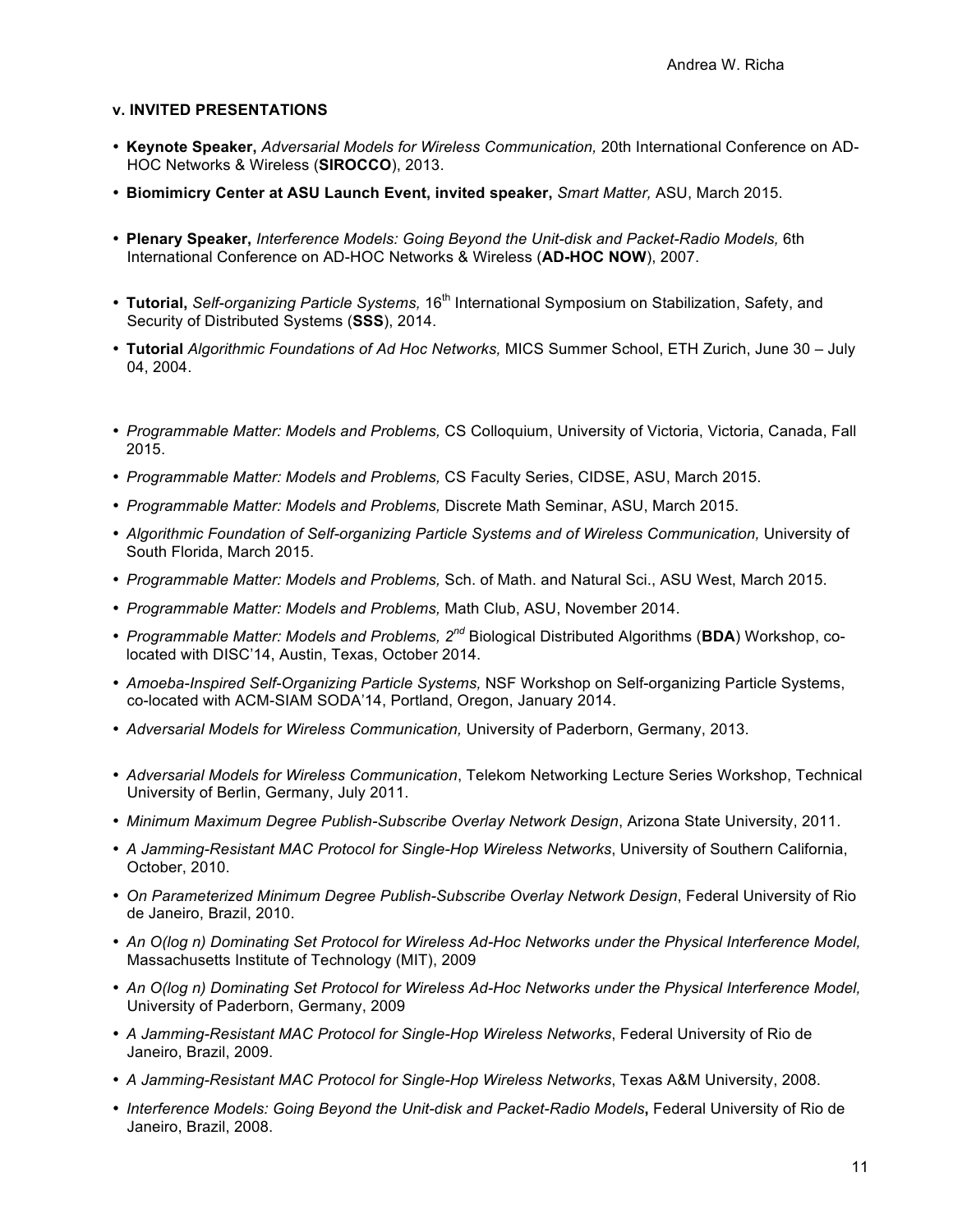### v. INVITED PRESENTATIONS

- **Keynote Speaker,** *Adversarial Models for Wireless Communication,* 20th International Conference on AD-HOC Networks & Wireless (**SIROCCO**), 2013.
- **Biomimicry Center at ASU Launch Event, invited speaker,** *Smart Matter,* ASU, March 2015.
- **Plenary Speaker,** *Interference Models: Going Beyond the Unit-disk and Packet-Radio Models,* 6th International Conference on AD-HOC Networks & Wireless (**AD-HOC NOW**), 2007.
- **Tutorial,** *Self-organizing Particle Systems,* 16th International Symposium on Stabilization, Safety, and Security of Distributed Systems (**SSS**), 2014.
- **Tutorial** *Algorithmic Foundations of Ad Hoc Networks,* MICS Summer School, ETH Zurich, June 30 – July 04, 2004.
- *Programmable Matter: Models and Problems,* CS Colloquium, University of Victoria, Victoria, Canada, Fall 2015.
- *Programmable Matter: Models and Problems,* CS Faculty Series, CIDSE, ASU, March 2015.
- *Programmable Matter: Models and Problems,* Discrete Math Seminar, ASU, March 2015.
- *Algorithmic Foundation of Self-organizing Particle Systems and of Wireless Communication,* University of South Florida, March 2015.
- *Programmable Matter: Models and Problems,* Sch. of Math. and Natural Sci., ASU West, March 2015.
- *Programmable Matter: Models and Problems,* Math Club, ASU, November 2014.
- *Programmable Matter: Models and Problems,* 2nd Biological Distributed Algorithms (**BDA**) Workshop, co-located with DISC'14, Austin, Texas, October 2014.
- *Amoeba-Inspired Self-Organizing Particle Systems,* NSF Workshop on Self-organizing Particle Systems, co-located with ACM-SIAM SODA'14, Portland, Oregon, January 2014.
- *Adversarial Models for Wireless Communication,* University of Paderborn, Germany, 2013.
- *Adversarial Models for Wireless Communication*, Telekom Networking Lecture Series Workshop, Technical University of Berlin, Germany, July 2011.
- *Minimum Maximum Degree Publish-Subscribe Overlay Network Design*, Arizona State University, 2011.
- *A Jamming-Resistant MAC Protocol for Single-Hop Wireless Networks*, University of Southern California, October, 2010.
- *On Parameterized Minimum Degree Publish-Subscribe Overlay Network Design*, Federal University of Rio de Janeiro, Brazil, 2010.
- *An O(log n) Dominating Set Protocol for Wireless Ad-Hoc Networks under the Physical Interference Model,* Massachusetts Institute of Technology (MIT), 2009
- *An O(log n) Dominating Set Protocol for Wireless Ad-Hoc Networks under the Physical Interference Model,* University of Paderborn, Germany, 2009
- *A Jamming-Resistant MAC Protocol for Single-Hop Wireless Networks*, Federal University of Rio de Janeiro, Brazil, 2009.
- *A Jamming-Resistant MAC Protocol for Single-Hop Wireless Networks*, Texas A&M University, 2008.
- *Interference Models: Going Beyond the Unit-disk and Packet-Radio Models***,** Federal University of Rio de Janeiro, Brazil, 2008.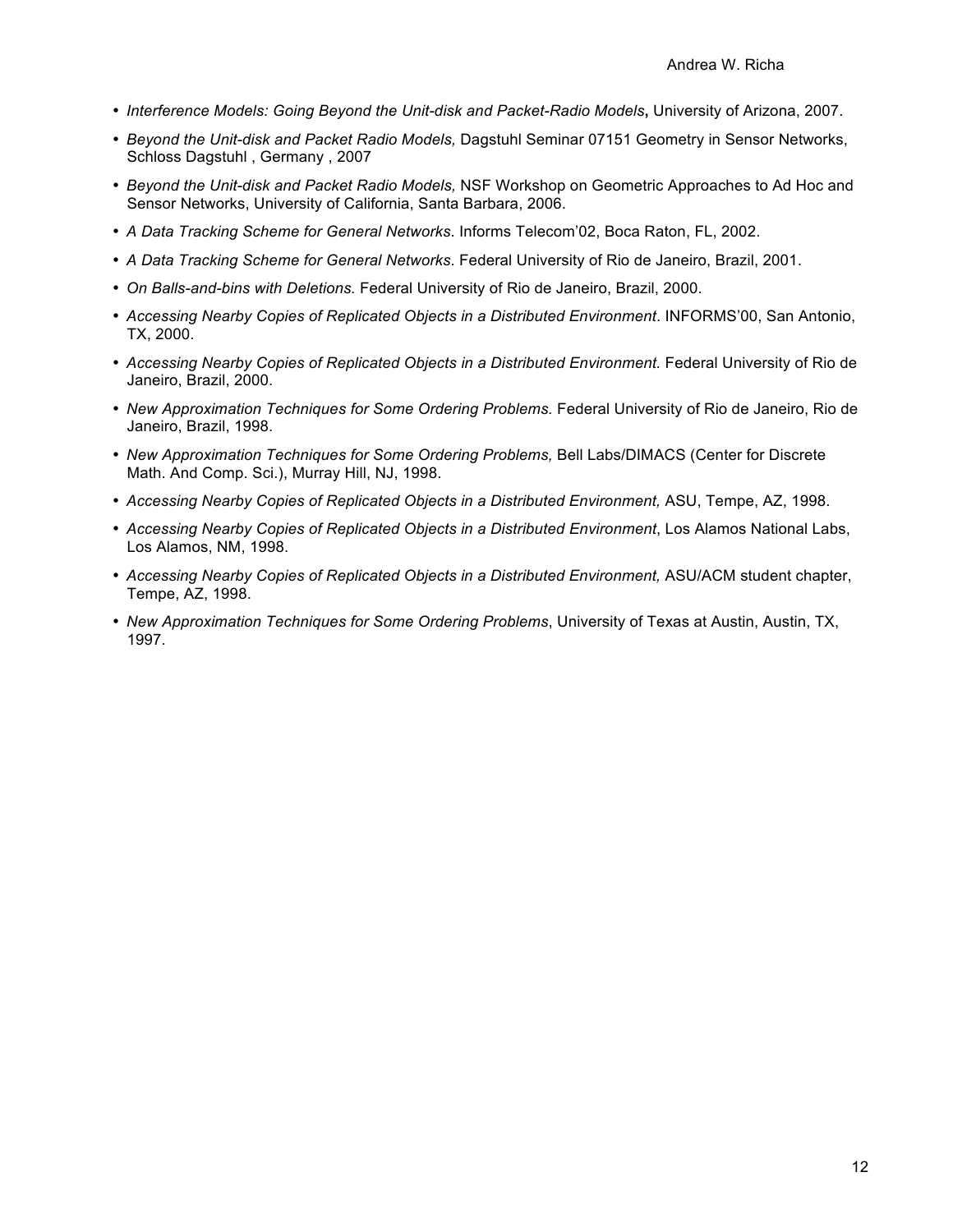- *Interference Models: Going Beyond the Unit-disk and Packet-Radio Models***,** University of Arizona, 2007.
- *Beyond the Unit-disk and Packet Radio Models,* Dagstuhl Seminar 07151 Geometry in Sensor Networks, Schloss Dagstuhl , Germany , 2007
- *Beyond the Unit-disk and Packet Radio Models,* NSF Workshop on Geometric Approaches to Ad Hoc and Sensor Networks, University of California, Santa Barbara, 2006.
- *A Data Tracking Scheme for General Networks.* Informs Telecom'02, Boca Raton, FL, 2002.
- *A Data Tracking Scheme for General Networks*. Federal University of Rio de Janeiro, Brazil, 2001.
- *On Balls-and-bins with Deletions.* Federal University of Rio de Janeiro, Brazil, 2000.
- *Accessing Nearby Copies of Replicated Objects in a Distributed Environment*. INFORMS'00, San Antonio, TX, 2000.
- *Accessing Nearby Copies of Replicated Objects in a Distributed Environment.* Federal University of Rio de Janeiro, Brazil, 2000.
- *New Approximation Techniques for Some Ordering Problems.* Federal University of Rio de Janeiro, Rio de Janeiro, Brazil, 1998.
- *New Approximation Techniques for Some Ordering Problems,* Bell Labs/DIMACS (Center for Discrete Math. And Comp. Sci.), Murray Hill, NJ, 1998.
- *Accessing Nearby Copies of Replicated Objects in a Distributed Environment,* ASU, Tempe, AZ, 1998.
- *Accessing Nearby Copies of Replicated Objects in a Distributed Environment*, Los Alamos National Labs, Los Alamos, NM, 1998.
- *Accessing Nearby Copies of Replicated Objects in a Distributed Environment,* ASU/ACM student chapter, Tempe, AZ, 1998.
- *New Approximation Techniques for Some Ordering Problems*, University of Texas at Austin, Austin, TX, 1997.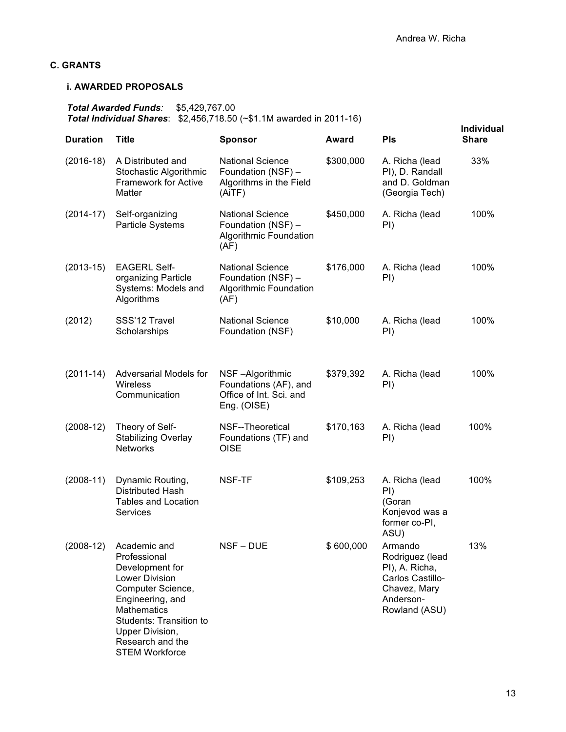## C. GRANTS

### i. AWARDED PROPOSALS

***Total Awarded Funds:*** $5,429,767.00
***Total Individual Shares***: $2,456,718.50 (~$1.1M awarded in 2011-16)

| Duration | Title | Sponsor | Award | PIs | Individual Share |
|---|---|---|---|---|---|
| (2016-18) | A Distributed and Stochastic Algorithmic Framework for Active Matter | National Science Foundation (NSF) – Algorithms in the Field (AiTF) | $300,000 | A. Richa (lead PI), D. Randall and D. Goldman (Georgia Tech) | 33% |
| (2014-17) | Self-organizing Particle Systems | National Science Foundation (NSF) – Algorithmic Foundation (AF) | $450,000 | A. Richa (lead PI) | 100% |
| (2013-15) | EAGERL Self-organizing Particle Systems: Models and Algorithms | National Science Foundation (NSF) – Algorithmic Foundation (AF) | $176,000 | A. Richa (lead PI) | 100% |
| (2012) | SSS'12 Travel Scholarships | National Science Foundation (NSF) | $10,000 | A. Richa (lead PI) | 100% |
| (2011-14) | Adversarial Models for Wireless Communication | NSF –Algorithmic Foundations (AF), and Office of Int. Sci. and Eng. (OISE) | $379,392 | A. Richa (lead PI) | 100% |
| (2008-12) | Theory of Self-Stabilizing Overlay Networks | NSF--Theoretical Foundations (TF) and OISE | $170,163 | A. Richa (lead PI) | 100% |
| (2008-11) | Dynamic Routing, Distributed Hash Tables and Location Services | NSF-TF | $109,253 | A. Richa (lead PI) (Goran Konjevod was a former co-PI, ASU) | 100% |
| (2008-12) | Academic and Professional Development for Lower Division Computer Science, Engineering, and Mathematics Students: Transition to Upper Division, Research and the STEM Workforce | NSF – DUE | $ 600,000 | Armando Rodriguez (lead PI), A. Richa, Carlos Castillo-Chavez, Mary Anderson-Rowland (ASU) | 13% |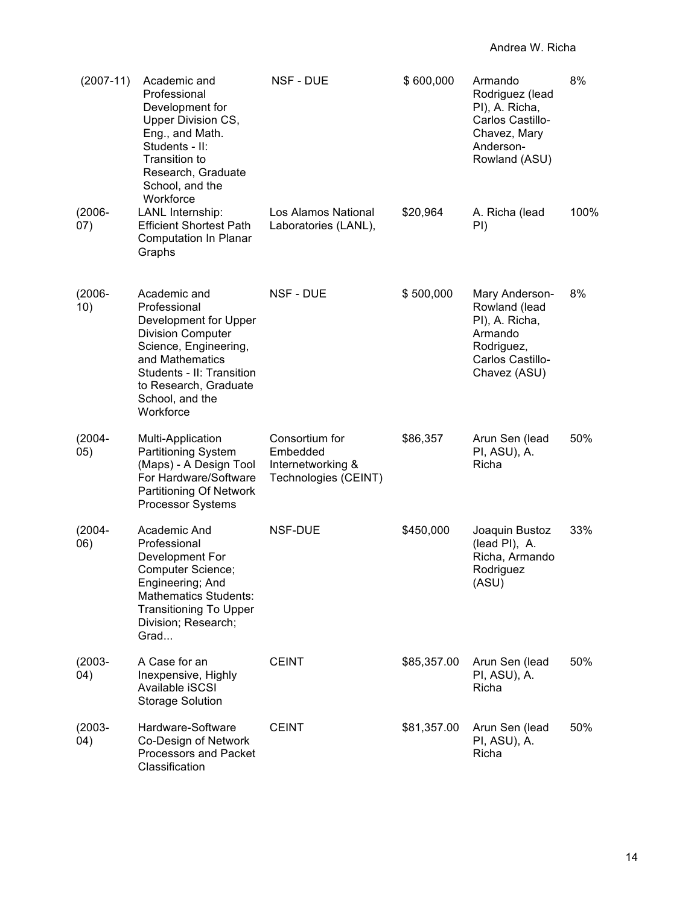| (2007-11) | Academic and Professional Development for Upper Division CS, Eng., and Math. Students - II: Transition to Research, Graduate School, and the Workforce | NSF - DUE | $ 600,000 | Armando Rodriguez (lead PI), A. Richa, Carlos Castillo-Chavez, Mary Anderson-Rowland (ASU) | 8% |
|---|---|---|---|---|---|
| (2006-07) | LANL Internship: Efficient Shortest Path Computation In Planar Graphs | Los Alamos National Laboratories (LANL), | $20,964 | A. Richa (lead PI) | 100% |
| (2006-10) | Academic and Professional Development for Upper Division Computer Science, Engineering, and Mathematics Students - II: Transition to Research, Graduate School, and the Workforce | NSF - DUE | $ 500,000 | Mary Anderson-Rowland (lead PI), A. Richa, Armando Rodriguez, Carlos Castillo-Chavez (ASU) | 8% |
| (2004-05) | Multi-Application Partitioning System (Maps) - A Design Tool For Hardware/Software Partitioning Of Network Processor Systems | Consortium for Embedded Internetworking & Technologies (CEINT) | $86,357 | Arun Sen (lead PI, ASU), A. Richa | 50% |
| (2004-06) | Academic And Professional Development For Computer Science; Engineering; And Mathematics Students: Transitioning To Upper Division; Research; Grad... | NSF-DUE | $450,000 | Joaquin Bustoz (lead PI), A. Richa, Armando Rodriguez (ASU) | 33% |
| (2003-04) | A Case for an Inexpensive, Highly Available iSCSI Storage Solution | CEINT | $85,357.00 | Arun Sen (lead PI, ASU), A. Richa | 50% |
| (2003-04) | Hardware-Software Co-Design of Network Processors and Packet Classification | CEINT | $81,357.00 | Arun Sen (lead PI, ASU), A. Richa | 50% |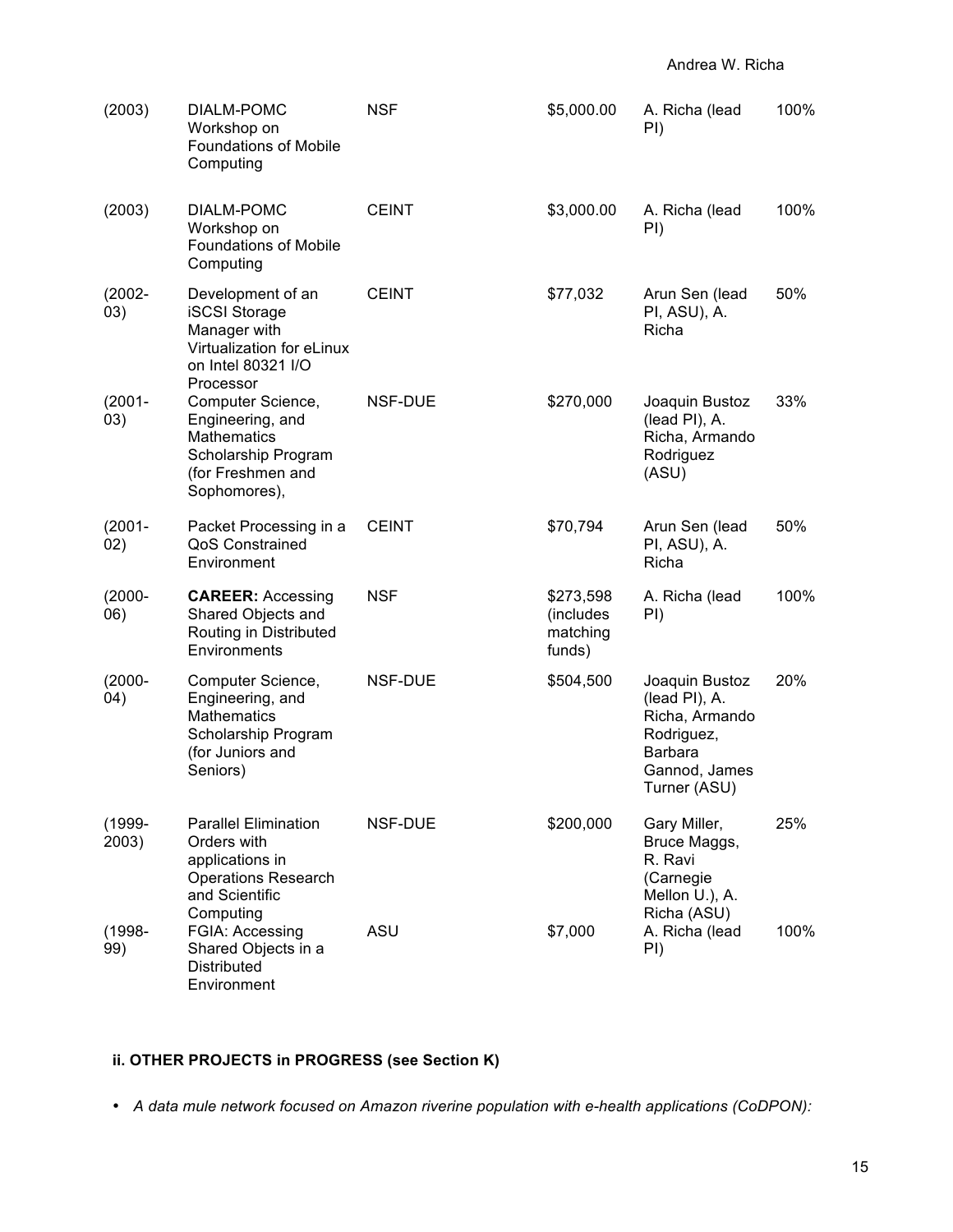| | | | | | |
|---|---|---|---|---|---|
| (2003) | DIALM-POMC Workshop on Foundations of Mobile Computing | NSF | $5,000.00 | A. Richa (lead PI) | 100% |
| (2003) | DIALM-POMC Workshop on Foundations of Mobile Computing | CEINT | $3,000.00 | A. Richa (lead PI) | 100% |
| (2002-03) | Development of an iSCSI Storage Manager with Virtualization for eLinux on Intel 80321 I/O Processor | CEINT | $77,032 | Arun Sen (lead PI, ASU), A. Richa | 50% |
| (2001-03) | Computer Science, Engineering, and Mathematics Scholarship Program (for Freshmen and Sophomores), | NSF-DUE | $270,000 | Joaquin Bustoz (lead PI), A. Richa, Armando Rodriguez (ASU) | 33% |
| (2001-02) | Packet Processing in a QoS Constrained Environment | CEINT | $70,794 | Arun Sen (lead PI, ASU), A. Richa | 50% |
| (2000-06) | **CAREER:** Accessing Shared Objects and Routing in Distributed Environments | NSF | $273,598 (includes matching funds) | A. Richa (lead PI) | 100% |
| (2000-04) | Computer Science, Engineering, and Mathematics Scholarship Program (for Juniors and Seniors) | NSF-DUE | $504,500 | Joaquin Bustoz (lead PI), A. Richa, Armando Rodriguez, Barbara Gannod, James Turner (ASU) | 20% |
| (1999-2003) | Parallel Elimination Orders with applications in Operations Research and Scientific Computing | NSF-DUE | $200,000 | Gary Miller, Bruce Maggs, R. Ravi (Carnegie Mellon U.), A. Richa (ASU) | 25% |
| (1998-99) | FGIA: Accessing Shared Objects in a Distributed Environment | ASU | $7,000 | A. Richa (lead PI) | 100% |

**ii. OTHER PROJECTS in PROGRESS (see Section K)**

- *A data mule network focused on Amazon riverine population with e-health applications (CoDPON):*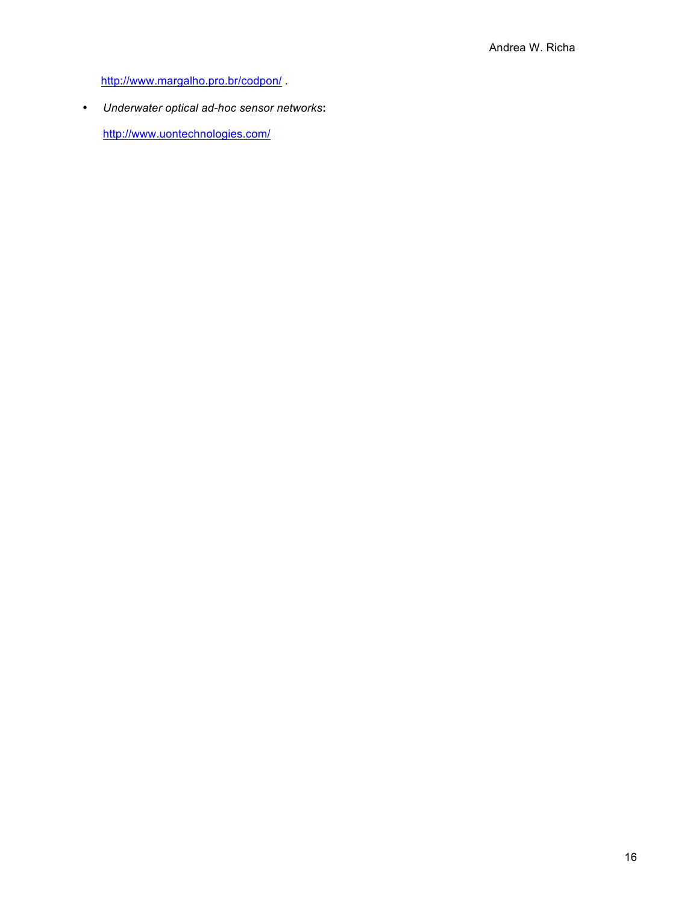http://www.margalho.pro.br/codpon/ .

- *Underwater optical ad-hoc sensor networks*:

  http://www.uontechnologies.com/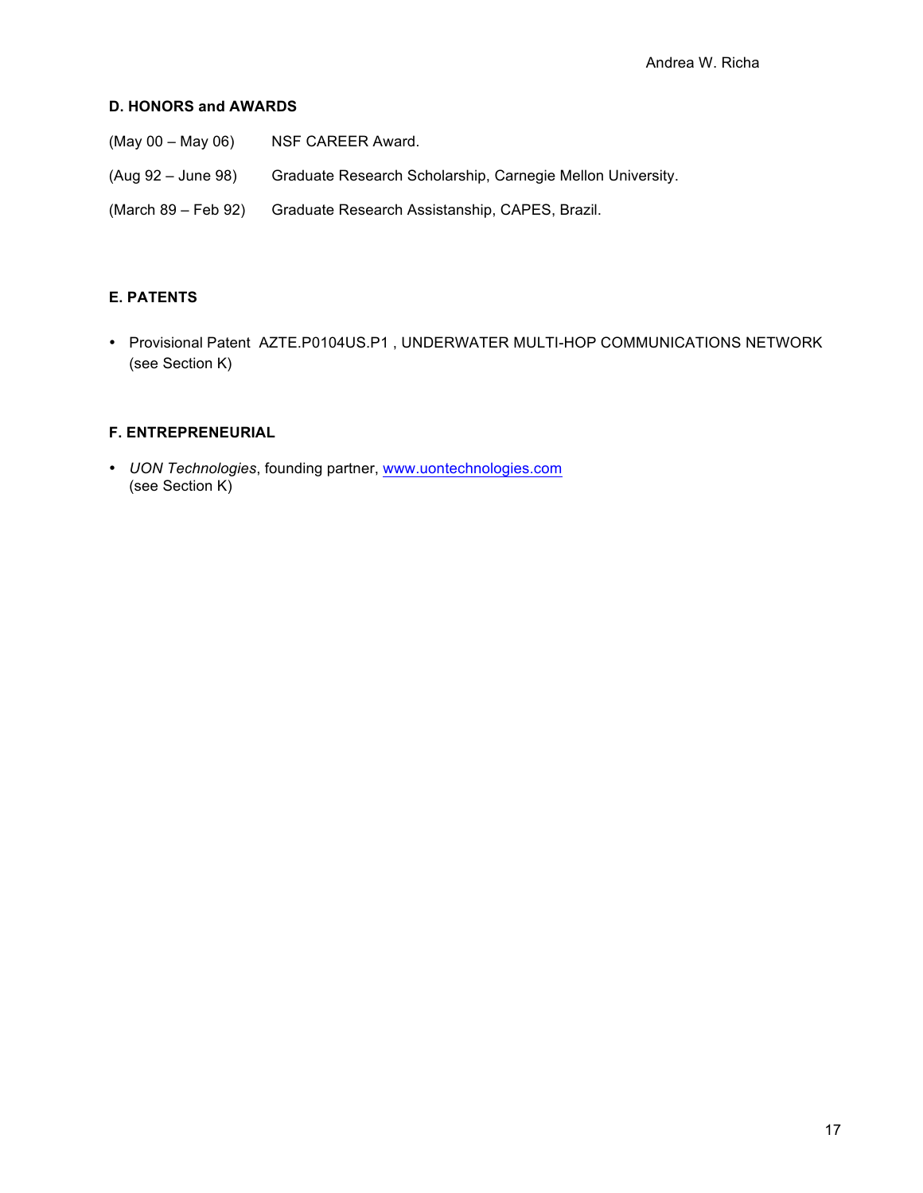## D. HONORS and AWARDS

(May 00 – May 06) NSF CAREER Award.

(Aug 92 – June 98) Graduate Research Scholarship, Carnegie Mellon University.

(March 89 – Feb 92) Graduate Research Assistanship, CAPES, Brazil.

## E. PATENTS

- Provisional Patent AZTE.P0104US.P1 , UNDERWATER MULTI-HOP COMMUNICATIONS NETWORK (see Section K)

## F. ENTREPRENEURIAL

- *UON Technologies*, founding partner, [www.uontechnologies.com](http://www.uontechnologies.com) (see Section K)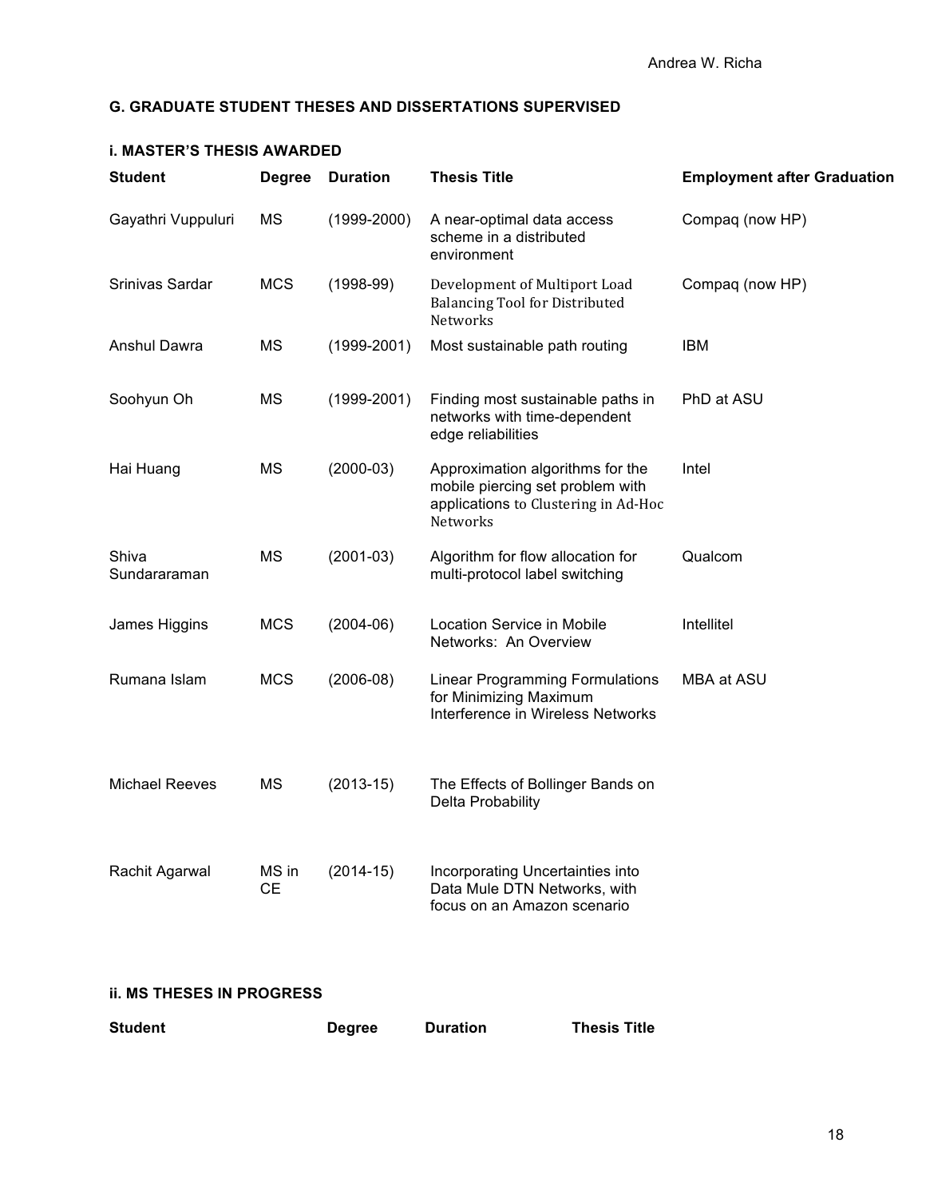## G. GRADUATE STUDENT THESES AND DISSERTATIONS SUPERVISED

### i. MASTER'S THESIS AWARDED

| Student | Degree | Duration | Thesis Title | Employment after Graduation |
|---|---|---|---|---|
| Gayathri Vuppuluri | MS | (1999-2000) | A near-optimal data access scheme in a distributed environment | Compaq (now HP) |
| Srinivas Sardar | MCS | (1998-99) | Development of Multiport Load Balancing Tool for Distributed Networks | Compaq (now HP) |
| Anshul Dawra | MS | (1999-2001) | Most sustainable path routing | IBM |
| Soohyun Oh | MS | (1999-2001) | Finding most sustainable paths in networks with time-dependent edge reliabilities | PhD at ASU |
| Hai Huang | MS | (2000-03) | Approximation algorithms for the mobile piercing set problem with applications to Clustering in Ad-Hoc Networks | Intel |
| Shiva Sundararaman | MS | (2001-03) | Algorithm for flow allocation for multi-protocol label switching | Qualcom |
| James Higgins | MCS | (2004-06) | Location Service in Mobile Networks: An Overview | Intellitel |
| Rumana Islam | MCS | (2006-08) | Linear Programming Formulations for Minimizing Maximum Interference in Wireless Networks | MBA at ASU |
| Michael Reeves | MS | (2013-15) | The Effects of Bollinger Bands on Delta Probability | |
| Rachit Agarwal | MS in CE | (2014-15) | Incorporating Uncertainties into Data Mule DTN Networks, with focus on an Amazon scenario | |

### ii. MS THESES IN PROGRESS

| Student | Degree | Duration | Thesis Title |
|---|---|---|---|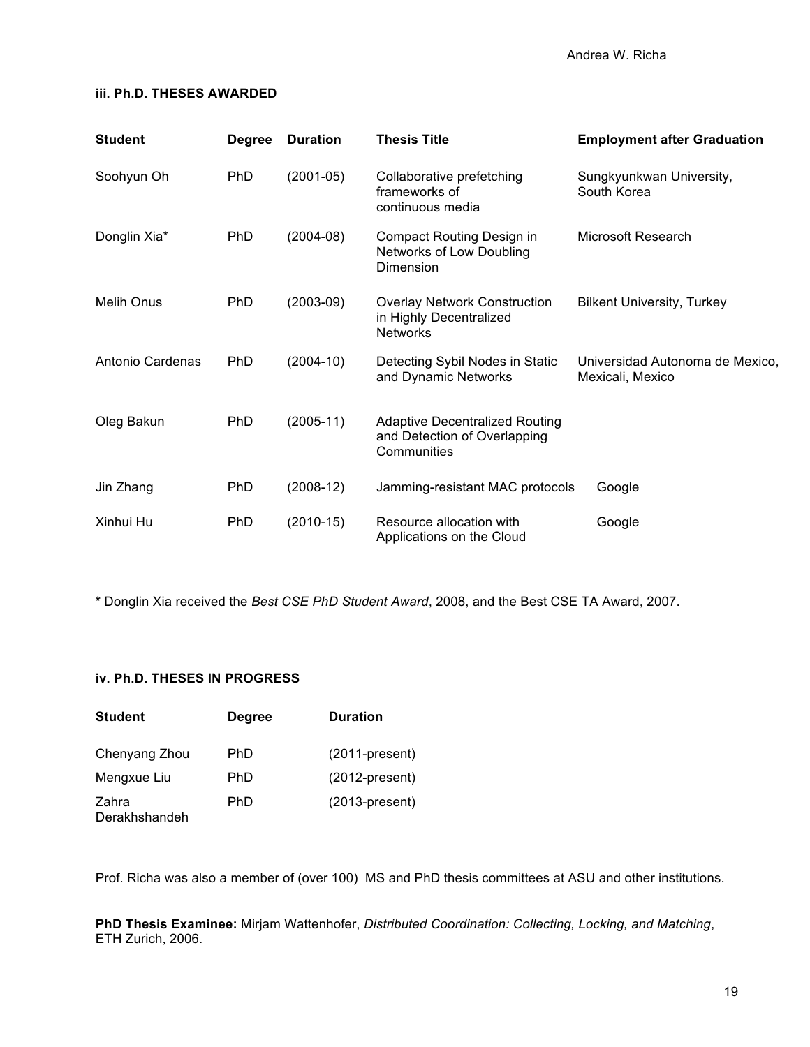### iii. Ph.D. THESES AWARDED

| Student | Degree | Duration | Thesis Title | Employment after Graduation |
|---|---|---|---|---|
| Soohyun Oh | PhD | (2001-05) | Collaborative prefetching frameworks of continuous media | Sungkyunkwan University, South Korea |
| Donglin Xia* | PhD | (2004-08) | Compact Routing Design in Networks of Low Doubling Dimension | Microsoft Research |
| Melih Onus | PhD | (2003-09) | Overlay Network Construction in Highly Decentralized Networks | Bilkent University, Turkey |
| Antonio Cardenas | PhD | (2004-10) | Detecting Sybil Nodes in Static and Dynamic Networks | Universidad Autonoma de Mexico, Mexicali, Mexico |
| Oleg Bakun | PhD | (2005-11) | Adaptive Decentralized Routing and Detection of Overlapping Communities | |
| Jin Zhang | PhD | (2008-12) | Jamming-resistant MAC protocols | Google |
| Xinhui Hu | PhD | (2010-15) | Resource allocation with Applications on the Cloud | Google |

**\*** Donglin Xia received the *Best CSE PhD Student Award*, 2008, and the Best CSE TA Award, 2007.

### iv. Ph.D. THESES IN PROGRESS

| Student | Degree | Duration |
|---|---|---|
| Chenyang Zhou | PhD | (2011-present) |
| Mengxue Liu | PhD | (2012-present) |
| Zahra Derakhshandeh | PhD | (2013-present) |

Prof. Richa was also a member of (over 100) MS and PhD thesis committees at ASU and other institutions.

**PhD Thesis Examinee:** Mirjam Wattenhofer, *Distributed Coordination: Collecting, Locking, and Matching*, ETH Zurich, 2006.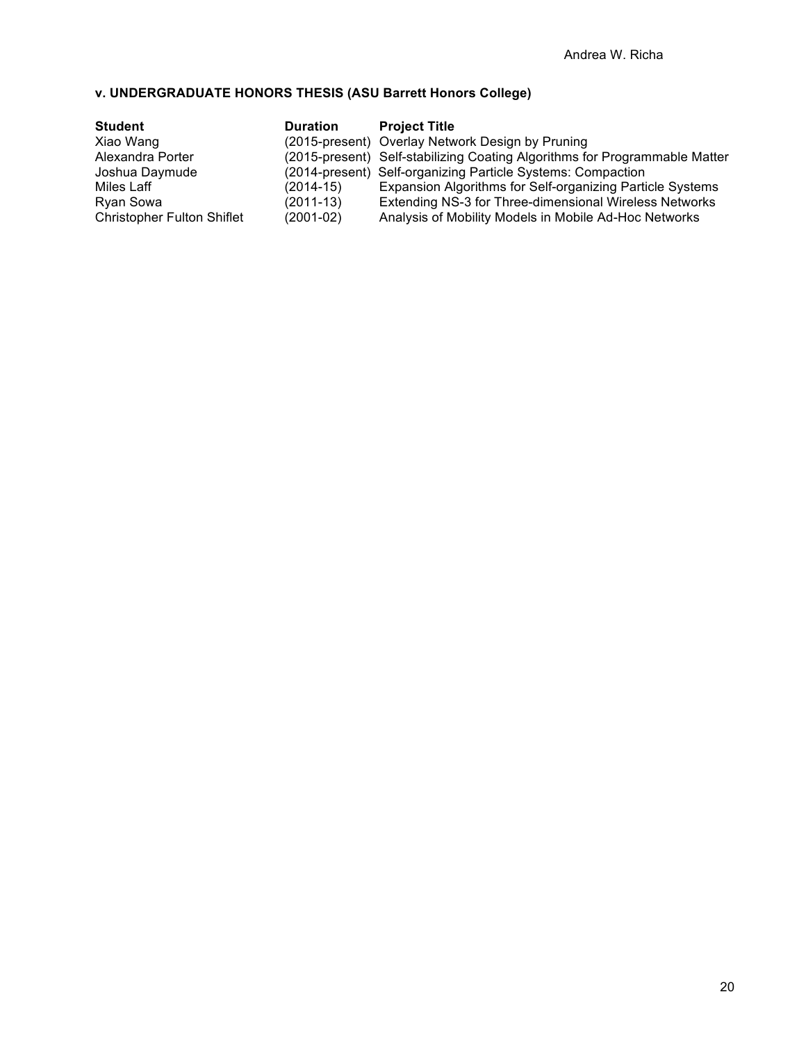### v. UNDERGRADUATE HONORS THESIS (ASU Barrett Honors College)

| **Student** | **Duration** | **Project Title** |
| --- | --- | --- |
| Xiao Wang | (2015-present) | Overlay Network Design by Pruning |
| Alexandra Porter | (2015-present) | Self-stabilizing Coating Algorithms for Programmable Matter |
| Joshua Daymude | (2014-present) | Self-organizing Particle Systems: Compaction |
| Miles Laff | (2014-15) | Expansion Algorithms for Self-organizing Particle Systems |
| Ryan Sowa | (2011-13) | Extending NS-3 for Three-dimensional Wireless Networks |
| Christopher Fulton Shiflet | (2001-02) | Analysis of Mobility Models in Mobile Ad-Hoc Networks |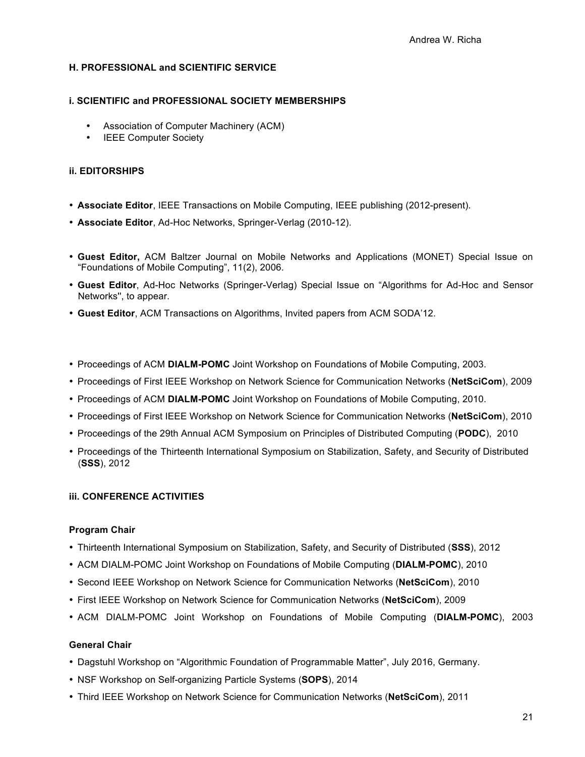## H. PROFESSIONAL and SCIENTIFIC SERVICE

### i. SCIENTIFIC and PROFESSIONAL SOCIETY MEMBERSHIPS

- Association of Computer Machinery (ACM)
- IEEE Computer Society

### ii. EDITORSHIPS

- **Associate Editor**, IEEE Transactions on Mobile Computing, IEEE publishing (2012-present).
- **Associate Editor**, Ad-Hoc Networks, Springer-Verlag (2010-12).

- **Guest Editor,** ACM Baltzer Journal on Mobile Networks and Applications (MONET) Special Issue on "Foundations of Mobile Computing", 11(2), 2006.
- **Guest Editor**, Ad-Hoc Networks (Springer-Verlag) Special Issue on "Algorithms for Ad-Hoc and Sensor Networks", to appear.
- **Guest Editor**, ACM Transactions on Algorithms, Invited papers from ACM SODA'12.

- Proceedings of ACM **DIALM-POMC** Joint Workshop on Foundations of Mobile Computing, 2003.
- Proceedings of First IEEE Workshop on Network Science for Communication Networks (**NetSciCom**), 2009
- Proceedings of ACM **DIALM-POMC** Joint Workshop on Foundations of Mobile Computing, 2010.
- Proceedings of First IEEE Workshop on Network Science for Communication Networks (**NetSciCom**), 2010
- Proceedings of the 29th Annual ACM Symposium on Principles of Distributed Computing (**PODC**), 2010
- Proceedings of the Thirteenth International Symposium on Stabilization, Safety, and Security of Distributed (**SSS**), 2012

### iii. CONFERENCE ACTIVITIES

**Program Chair**

- Thirteenth International Symposium on Stabilization, Safety, and Security of Distributed (**SSS**), 2012
- ACM DIALM-POMC Joint Workshop on Foundations of Mobile Computing (**DIALM-POMC**), 2010
- Second IEEE Workshop on Network Science for Communication Networks (**NetSciCom**), 2010
- First IEEE Workshop on Network Science for Communication Networks (**NetSciCom**), 2009
- ACM DIALM-POMC Joint Workshop on Foundations of Mobile Computing (**DIALM-POMC**), 2003

**General Chair**

- Dagstuhl Workshop on "Algorithmic Foundation of Programmable Matter", July 2016, Germany.
- NSF Workshop on Self-organizing Particle Systems (**SOPS**), 2014
- Third IEEE Workshop on Network Science for Communication Networks (**NetSciCom**), 2011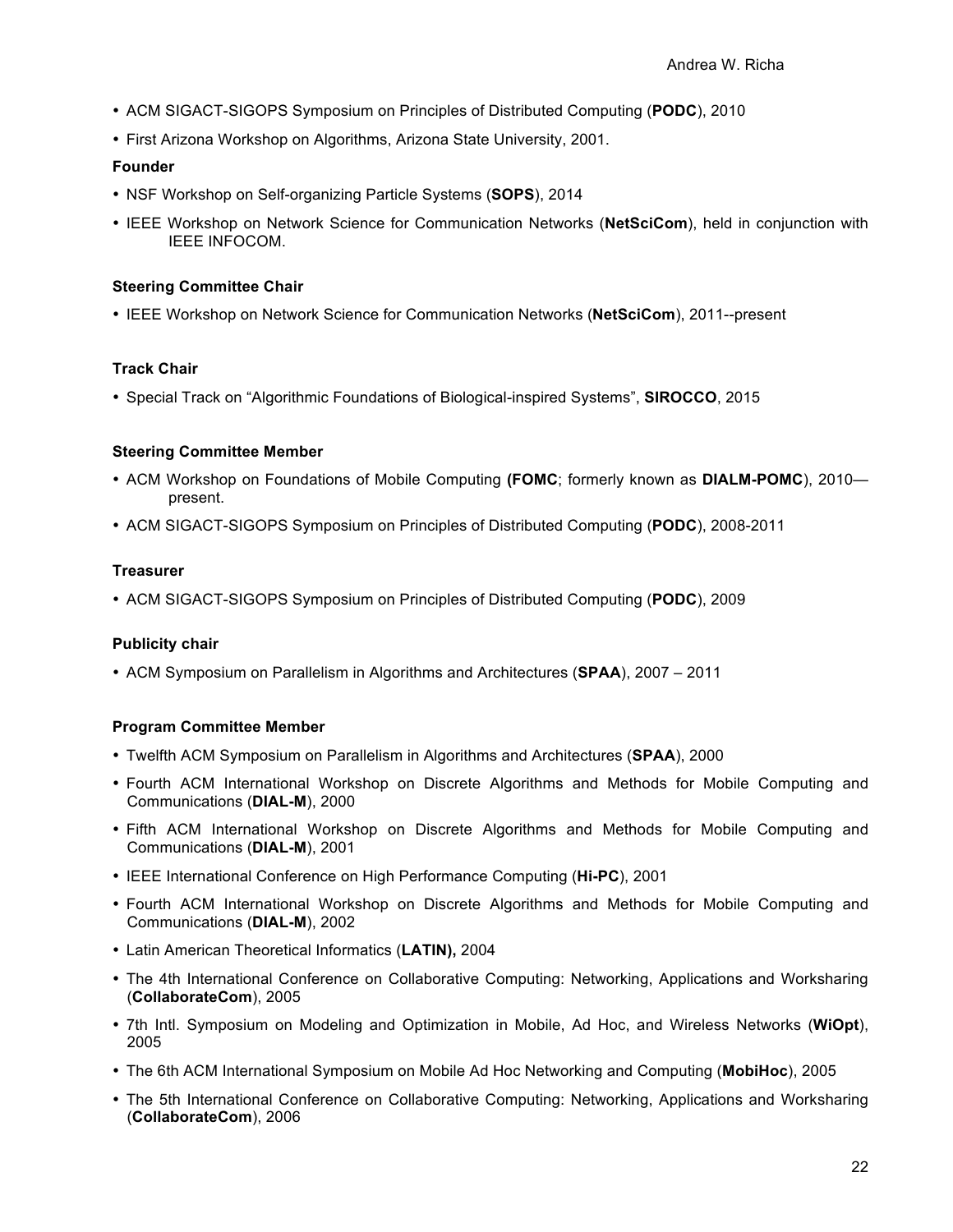- ACM SIGACT-SIGOPS Symposium on Principles of Distributed Computing (**PODC**), 2010
- First Arizona Workshop on Algorithms, Arizona State University, 2001.

**Founder**

- NSF Workshop on Self-organizing Particle Systems (**SOPS**), 2014
- IEEE Workshop on Network Science for Communication Networks (**NetSciCom**), held in conjunction with IEEE INFOCOM.

**Steering Committee Chair**

- IEEE Workshop on Network Science for Communication Networks (**NetSciCom**), 2011--present

**Track Chair**

- Special Track on "Algorithmic Foundations of Biological-inspired Systems", **SIROCCO**, 2015

**Steering Committee Member**

- ACM Workshop on Foundations of Mobile Computing **(FOMC**; formerly known as **DIALM-POMC**), 2010—present.
- ACM SIGACT-SIGOPS Symposium on Principles of Distributed Computing (**PODC**), 2008-2011

**Treasurer**

- ACM SIGACT-SIGOPS Symposium on Principles of Distributed Computing (**PODC**), 2009

**Publicity chair**

- ACM Symposium on Parallelism in Algorithms and Architectures (**SPAA**), 2007 – 2011

**Program Committee Member**

- Twelfth ACM Symposium on Parallelism in Algorithms and Architectures (**SPAA**), 2000
- Fourth ACM International Workshop on Discrete Algorithms and Methods for Mobile Computing and Communications (**DIAL-M**), 2000
- Fifth ACM International Workshop on Discrete Algorithms and Methods for Mobile Computing and Communications (**DIAL-M**), 2001
- IEEE International Conference on High Performance Computing (**Hi-PC**), 2001
- Fourth ACM International Workshop on Discrete Algorithms and Methods for Mobile Computing and Communications (**DIAL-M**), 2002
- Latin American Theoretical Informatics (**LATIN),** 2004
- The 4th International Conference on Collaborative Computing: Networking, Applications and Worksharing (**CollaborateCom**), 2005
- 7th Intl. Symposium on Modeling and Optimization in Mobile, Ad Hoc, and Wireless Networks (**WiOpt**), 2005
- The 6th ACM International Symposium on Mobile Ad Hoc Networking and Computing (**MobiHoc**), 2005
- The 5th International Conference on Collaborative Computing: Networking, Applications and Worksharing (**CollaborateCom**), 2006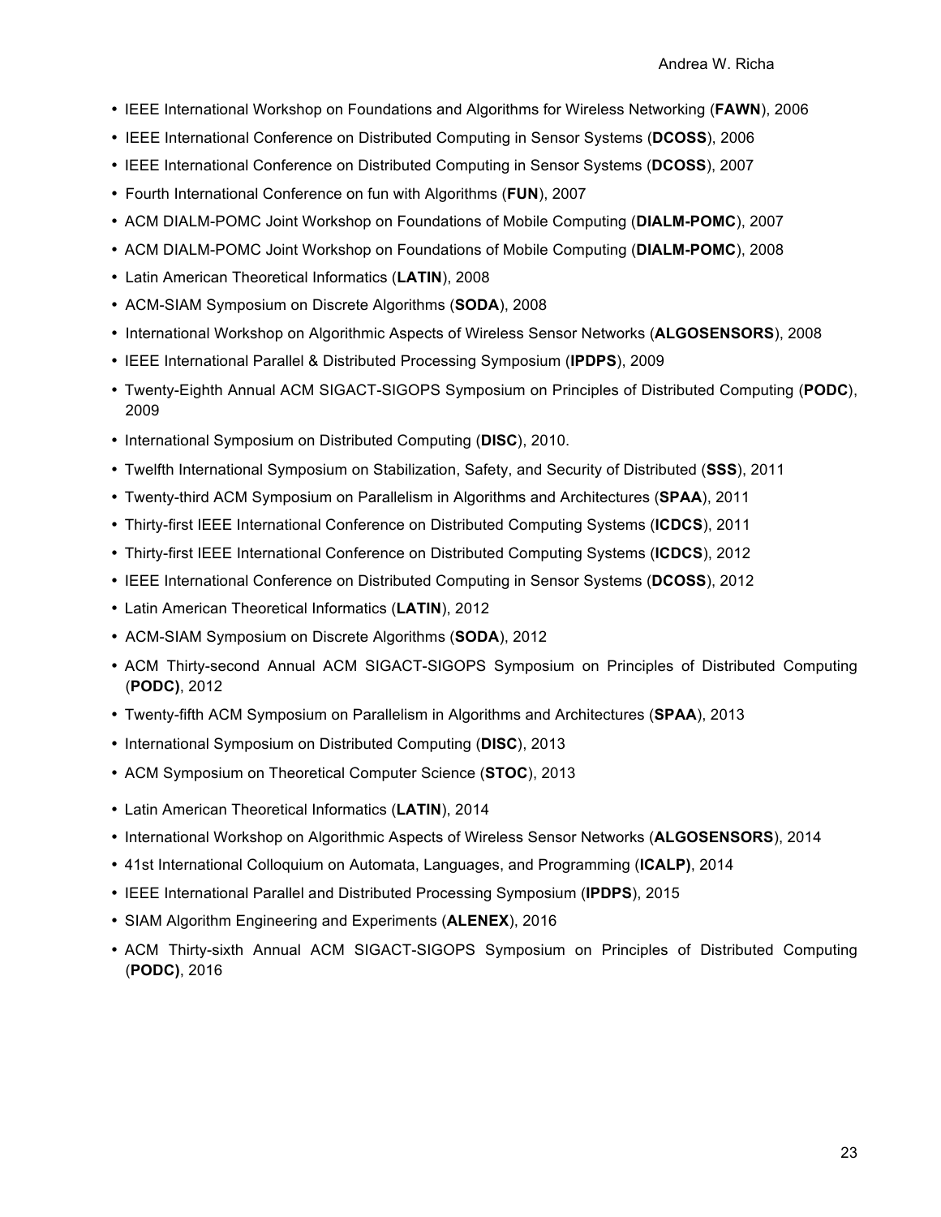- IEEE International Workshop on Foundations and Algorithms for Wireless Networking (**FAWN**), 2006
- IEEE International Conference on Distributed Computing in Sensor Systems (**DCOSS**), 2006
- IEEE International Conference on Distributed Computing in Sensor Systems (**DCOSS**), 2007
- Fourth International Conference on fun with Algorithms (**FUN**), 2007
- ACM DIALM-POMC Joint Workshop on Foundations of Mobile Computing (**DIALM-POMC**), 2007
- ACM DIALM-POMC Joint Workshop on Foundations of Mobile Computing (**DIALM-POMC**), 2008
- Latin American Theoretical Informatics (**LATIN**), 2008
- ACM-SIAM Symposium on Discrete Algorithms (**SODA**), 2008
- International Workshop on Algorithmic Aspects of Wireless Sensor Networks (**ALGOSENSORS**), 2008
- IEEE International Parallel & Distributed Processing Symposium (**IPDPS**), 2009
- Twenty-Eighth Annual ACM SIGACT-SIGOPS Symposium on Principles of Distributed Computing (**PODC**), 2009
- International Symposium on Distributed Computing (**DISC**), 2010.
- Twelfth International Symposium on Stabilization, Safety, and Security of Distributed (**SSS**), 2011
- Twenty-third ACM Symposium on Parallelism in Algorithms and Architectures (**SPAA**), 2011
- Thirty-first IEEE International Conference on Distributed Computing Systems (**ICDCS**), 2011
- Thirty-first IEEE International Conference on Distributed Computing Systems (**ICDCS**), 2012
- IEEE International Conference on Distributed Computing in Sensor Systems (**DCOSS**), 2012
- Latin American Theoretical Informatics (**LATIN**), 2012
- ACM-SIAM Symposium on Discrete Algorithms (**SODA**), 2012
- ACM Thirty-second Annual ACM SIGACT-SIGOPS Symposium on Principles of Distributed Computing (**PODC)**, 2012
- Twenty-fifth ACM Symposium on Parallelism in Algorithms and Architectures (**SPAA**), 2013
- International Symposium on Distributed Computing (**DISC**), 2013
- ACM Symposium on Theoretical Computer Science (**STOC**), 2013
- Latin American Theoretical Informatics (**LATIN**), 2014
- International Workshop on Algorithmic Aspects of Wireless Sensor Networks (**ALGOSENSORS**), 2014
- 41st International Colloquium on Automata, Languages, and Programming (**ICALP)**, 2014
- IEEE International Parallel and Distributed Processing Symposium (**IPDPS**), 2015
- SIAM Algorithm Engineering and Experiments (**ALENEX**), 2016
- ACM Thirty-sixth Annual ACM SIGACT-SIGOPS Symposium on Principles of Distributed Computing (**PODC)**, 2016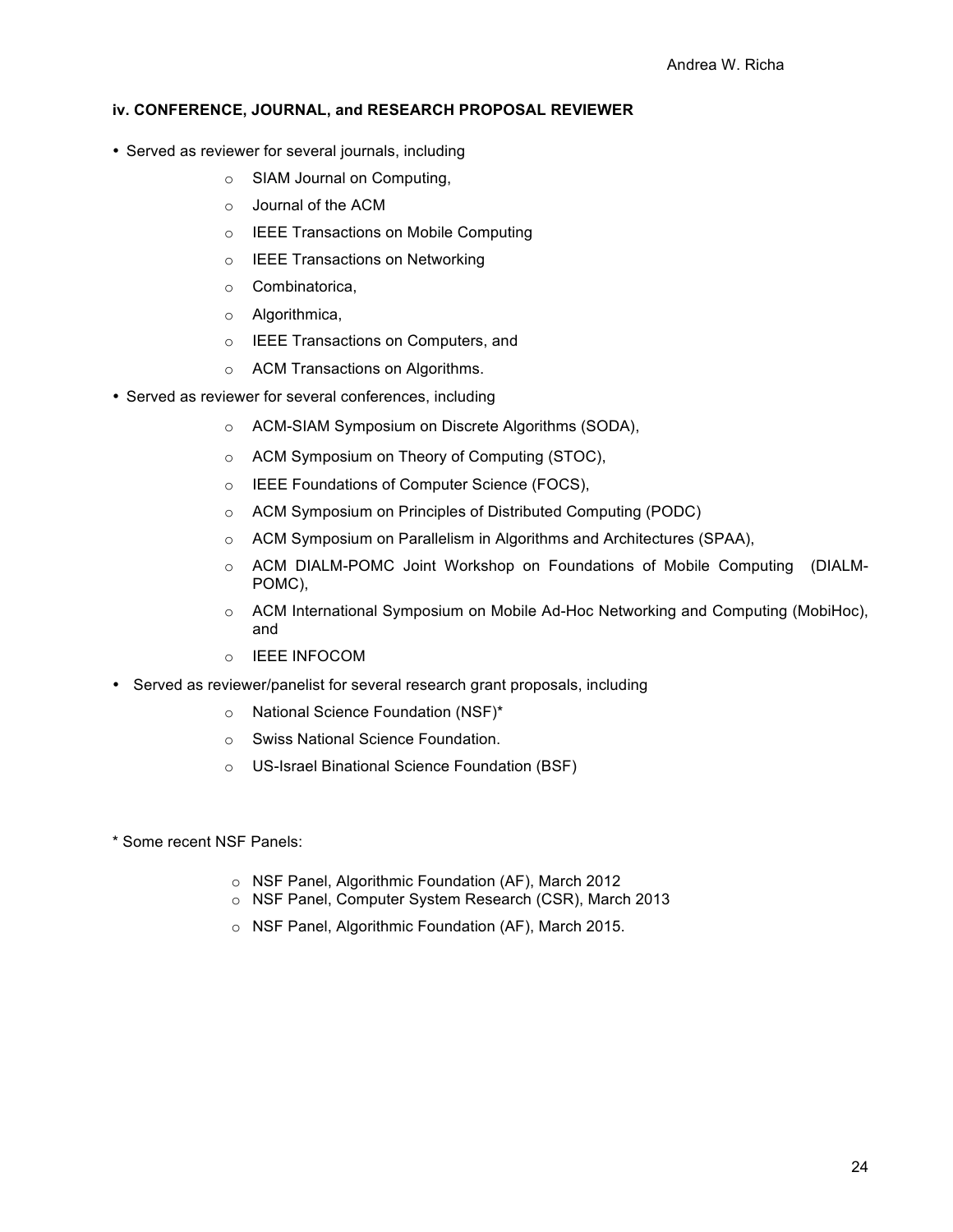### iv. CONFERENCE, JOURNAL, and RESEARCH PROPOSAL REVIEWER

- Served as reviewer for several journals, including
    - SIAM Journal on Computing,
    - Journal of the ACM
    - IEEE Transactions on Mobile Computing
    - IEEE Transactions on Networking
    - Combinatorica,
    - Algorithmica,
    - IEEE Transactions on Computers, and
    - ACM Transactions on Algorithms.
- Served as reviewer for several conferences, including
    - ACM-SIAM Symposium on Discrete Algorithms (SODA),
    - ACM Symposium on Theory of Computing (STOC),
    - IEEE Foundations of Computer Science (FOCS),
    - ACM Symposium on Principles of Distributed Computing (PODC)
    - ACM Symposium on Parallelism in Algorithms and Architectures (SPAA),
    - ACM DIALM-POMC Joint Workshop on Foundations of Mobile Computing (DIALM-POMC),
    - ACM International Symposium on Mobile Ad-Hoc Networking and Computing (MobiHoc), and
    - IEEE INFOCOM
- Served as reviewer/panelist for several research grant proposals, including
    - National Science Foundation (NSF)*
    - Swiss National Science Foundation.
    - US-Israel Binational Science Foundation (BSF)

\* Some recent NSF Panels:

- NSF Panel, Algorithmic Foundation (AF), March 2012
- NSF Panel, Computer System Research (CSR), March 2013
- NSF Panel, Algorithmic Foundation (AF), March 2015.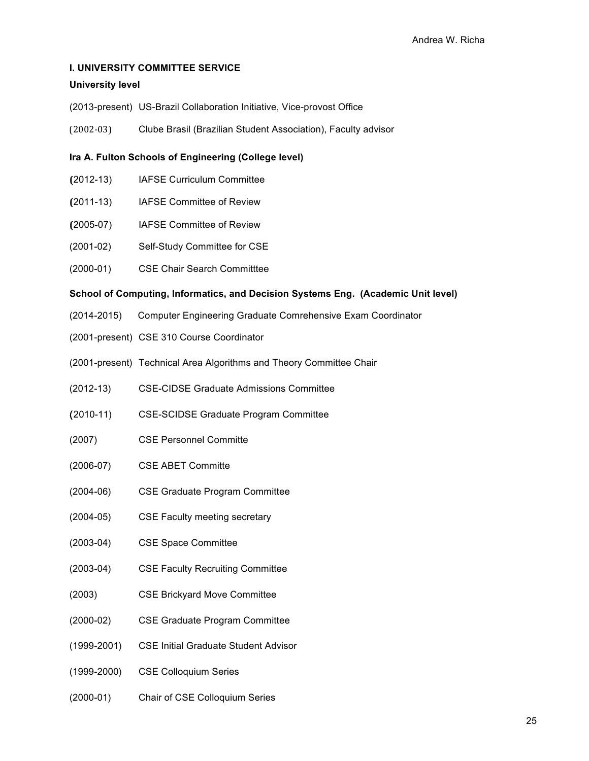## I. UNIVERSITY COMMITTEE SERVICE

### University level

(2013-present) US-Brazil Collaboration Initiative, Vice-provost Office

(2002-03) Clube Brasil (Brazilian Student Association), Faculty advisor

### Ira A. Fulton Schools of Engineering (College level)

(2012-13) IAFSE Curriculum Committee

(2011-13) IAFSE Committee of Review

(2005-07) IAFSE Committee of Review

(2001-02) Self-Study Committee for CSE

(2000-01) CSE Chair Search Committtee

### School of Computing, Informatics, and Decision Systems Eng. (Academic Unit level)

(2014-2015) Computer Engineering Graduate Comrehensive Exam Coordinator

(2001-present) CSE 310 Course Coordinator

(2001-present) Technical Area Algorithms and Theory Committee Chair

(2012-13) CSE-CIDSE Graduate Admissions Committee

(2010-11) CSE-SCIDSE Graduate Program Committee

(2007) CSE Personnel Committe

(2006-07) CSE ABET Committe

(2004-06) CSE Graduate Program Committee

(2004-05) CSE Faculty meeting secretary

(2003-04) CSE Space Committee

(2003-04) CSE Faculty Recruiting Committee

(2003) CSE Brickyard Move Committee

(2000-02) CSE Graduate Program Committee

(1999-2001) CSE Initial Graduate Student Advisor

(1999-2000) CSE Colloquium Series

(2000-01) Chair of CSE Colloquium Series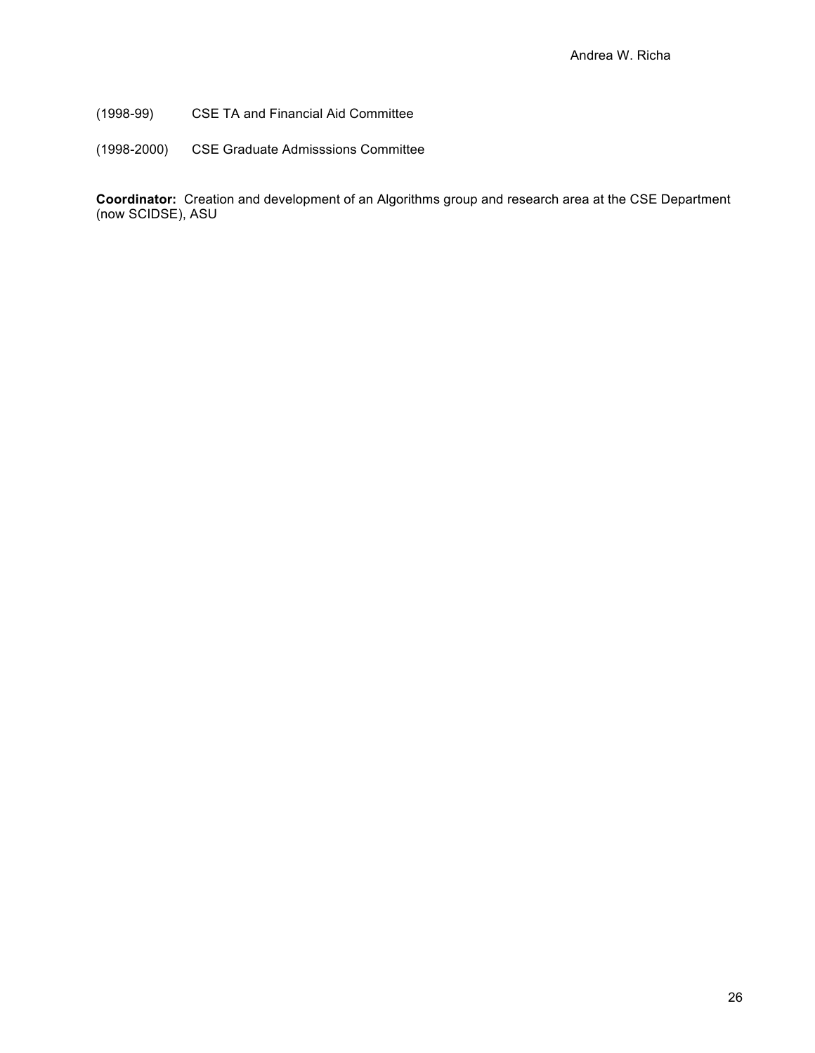(1998-99) CSE TA and Financial Aid Committee

(1998-2000) CSE Graduate Admisssions Committee

**Coordinator:** Creation and development of an Algorithms group and research area at the CSE Department (now SCIDSE), ASU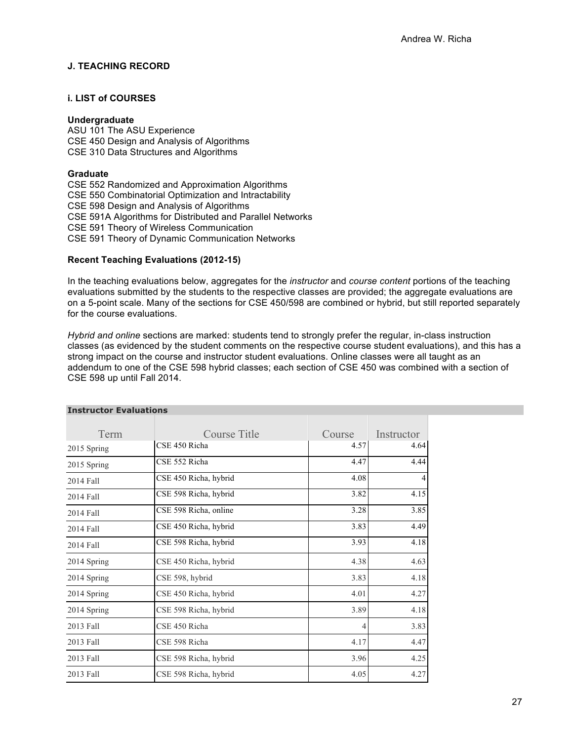### J. TEACHING RECORD

#### i. LIST of COURSES

**Undergraduate**
ASU 101 The ASU Experience
CSE 450 Design and Analysis of Algorithms
CSE 310 Data Structures and Algorithms

**Graduate**
CSE 552 Randomized and Approximation Algorithms
CSE 550 Combinatorial Optimization and Intractability
CSE 598 Design and Analysis of Algorithms
CSE 591A Algorithms for Distributed and Parallel Networks
CSE 591 Theory of Wireless Communication
CSE 591 Theory of Dynamic Communication Networks

**Recent Teaching Evaluations (2012-15)**

In the teaching evaluations below, aggregates for the *instructor* and *course content* portions of the teaching evaluations submitted by the students to the respective classes are provided; the aggregate evaluations are on a 5-point scale. Many of the sections for CSE 450/598 are combined or hybrid, but still reported separately for the course evaluations.

*Hybrid and online* sections are marked: students tend to strongly prefer the regular, in-class instruction classes (as evidenced by the student comments on the respective course student evaluations), and this has a strong impact on the course and instructor student evaluations. Online classes were all taught as an addendum to one of the CSE 598 hybrid classes; each section of CSE 450 was combined with a section of CSE 598 up until Fall 2014.

**Instructor Evaluations**

| Term | Course Title | Course | Instructor |
|---|---|---|---|
| 2015 Spring | CSE 450 Richa | 4.57 | 4.64 |
| 2015 Spring | CSE 552 Richa | 4.47 | 4.44 |
| 2014 Fall | CSE 450 Richa, hybrid | 4.08 | 4 |
| 2014 Fall | CSE 598 Richa, hybrid | 3.82 | 4.15 |
| 2014 Fall | CSE 598 Richa, online | 3.28 | 3.85 |
| 2014 Fall | CSE 450 Richa, hybrid | 3.83 | 4.49 |
| 2014 Fall | CSE 598 Richa, hybrid | 3.93 | 4.18 |
| 2014 Spring | CSE 450 Richa, hybrid | 4.38 | 4.63 |
| 2014 Spring | CSE 598, hybrid | 3.83 | 4.18 |
| 2014 Spring | CSE 450 Richa, hybrid | 4.01 | 4.27 |
| 2014 Spring | CSE 598 Richa, hybrid | 3.89 | 4.18 |
| 2013 Fall | CSE 450 Richa | 4 | 3.83 |
| 2013 Fall | CSE 598 Richa | 4.17 | 4.47 |
| 2013 Fall | CSE 598 Richa, hybrid | 3.96 | 4.25 |
| 2013 Fall | CSE 598 Richa, hybrid | 4.05 | 4.27 |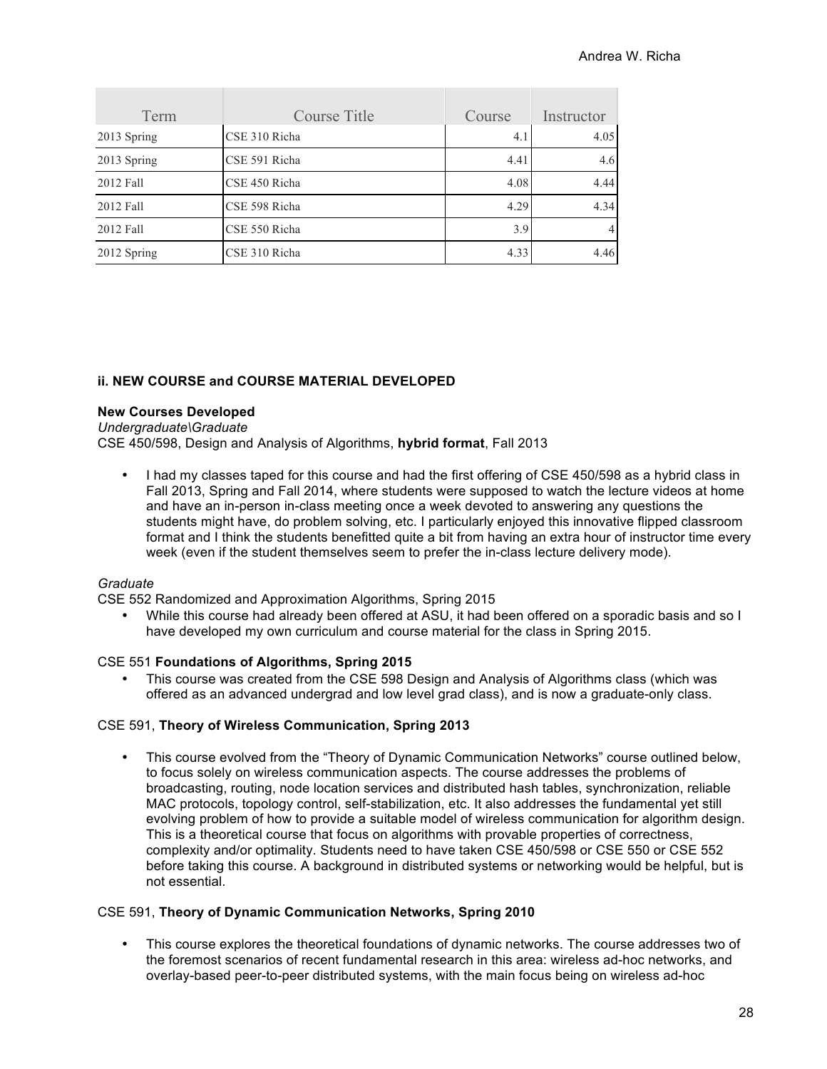| Term | Course Title | Course | Instructor |
|---|---|---|---|
| 2013 Spring | CSE 310 Richa | 4.1 | 4.05 |
| 2013 Spring | CSE 591 Richa | 4.41 | 4.6 |
| 2012 Fall | CSE 450 Richa | 4.08 | 4.44 |
| 2012 Fall | CSE 598 Richa | 4.29 | 4.34 |
| 2012 Fall | CSE 550 Richa | 3.9 | 4 |
| 2012 Spring | CSE 310 Richa | 4.33 | 4.46 |

**ii. NEW COURSE and COURSE MATERIAL DEVELOPED**

**New Courses Developed**

*Undergraduate\Graduate*

CSE 450/598, Design and Analysis of Algorithms, **hybrid format**, Fall 2013

- I had my classes taped for this course and had the first offering of CSE 450/598 as a hybrid class in Fall 2013, Spring and Fall 2014, where students were supposed to watch the lecture videos at home and have an in-person in-class meeting once a week devoted to answering any questions the students might have, do problem solving, etc. I particularly enjoyed this innovative flipped classroom format and I think the students benefitted quite a bit from having an extra hour of instructor time every week (even if the student themselves seem to prefer the in-class lecture delivery mode).

*Graduate*

CSE 552 Randomized and Approximation Algorithms, Spring 2015

- While this course had already been offered at ASU, it had been offered on a sporadic basis and so I have developed my own curriculum and course material for the class in Spring 2015.

CSE 551 **Foundations of Algorithms, Spring 2015**

- This course was created from the CSE 598 Design and Analysis of Algorithms class (which was offered as an advanced undergrad and low level grad class), and is now a graduate-only class.

CSE 591, **Theory of Wireless Communication, Spring 2013**

- This course evolved from the "Theory of Dynamic Communication Networks" course outlined below, to focus solely on wireless communication aspects. The course addresses the problems of broadcasting, routing, node location services and distributed hash tables, synchronization, reliable MAC protocols, topology control, self-stabilization, etc. It also addresses the fundamental yet still evolving problem of how to provide a suitable model of wireless communication for algorithm design. This is a theoretical course that focus on algorithms with provable properties of correctness, complexity and/or optimality. Students need to have taken CSE 450/598 or CSE 550 or CSE 552 before taking this course. A background in distributed systems or networking would be helpful, but is not essential.

CSE 591, **Theory of Dynamic Communication Networks, Spring 2010**

- This course explores the theoretical foundations of dynamic networks. The course addresses two of the foremost scenarios of recent fundamental research in this area: wireless ad-hoc networks, and overlay-based peer-to-peer distributed systems, with the main focus being on wireless ad-hoc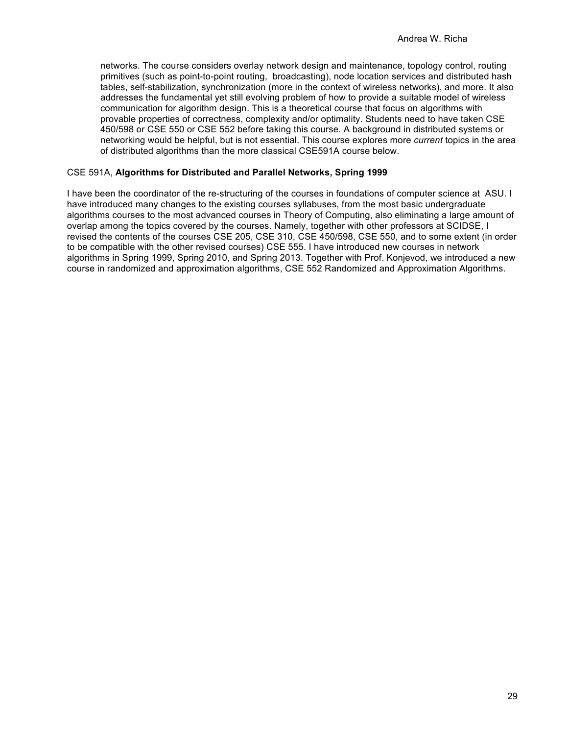networks. The course considers overlay network design and maintenance, topology control, routing primitives (such as point-to-point routing, broadcasting), node location services and distributed hash tables, self-stabilization, synchronization (more in the context of wireless networks), and more. It also addresses the fundamental yet still evolving problem of how to provide a suitable model of wireless communication for algorithm design. This is a theoretical course that focus on algorithms with provable properties of correctness, complexity and/or optimality. Students need to have taken CSE 450/598 or CSE 550 or CSE 552 before taking this course. A background in distributed systems or networking would be helpful, but is not essential. This course explores more *current* topics in the area of distributed algorithms than the more classical CSE591A course below.

CSE 591A, **Algorithms for Distributed and Parallel Networks, Spring 1999**

I have been the coordinator of the re-structuring of the courses in foundations of computer science at ASU. I have introduced many changes to the existing courses syllabuses, from the most basic undergraduate algorithms courses to the most advanced courses in Theory of Computing, also eliminating a large amount of overlap among the topics covered by the courses. Namely, together with other professors at SCIDSE, I revised the contents of the courses CSE 205, CSE 310, CSE 450/598, CSE 550, and to some extent (in order to be compatible with the other revised courses) CSE 555. I have introduced new courses in network algorithms in Spring 1999, Spring 2010, and Spring 2013. Together with Prof. Konjevod, we introduced a new course in randomized and approximation algorithms, CSE 552 Randomized and Approximation Algorithms.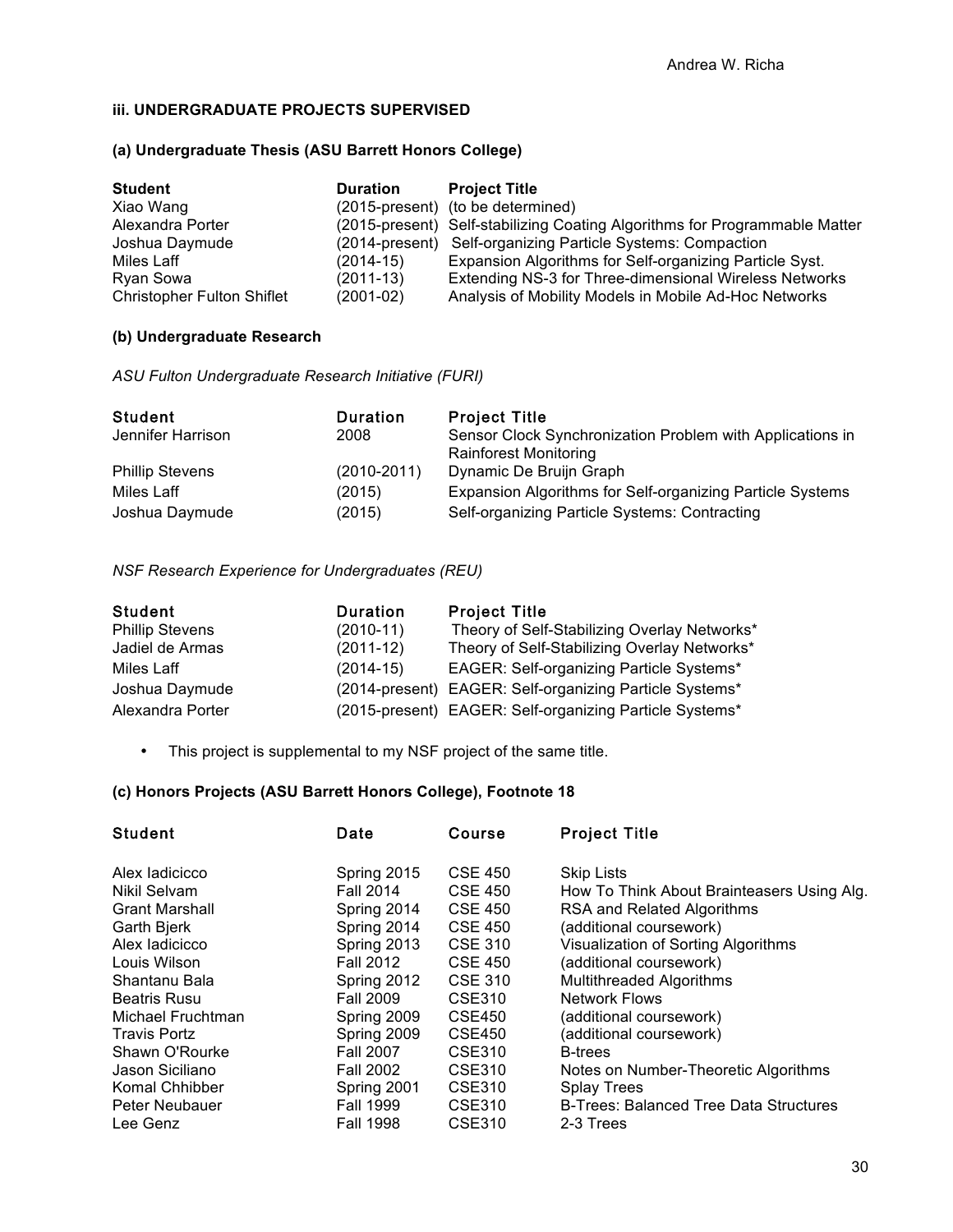### iii. UNDERGRADUATE PROJECTS SUPERVISED

#### (a) Undergraduate Thesis (ASU Barrett Honors College)

| Student | Duration | Project Title |
|---|---|---|
| Xiao Wang | (2015-present) | (to be determined) |
| Alexandra Porter | (2015-present) | Self-stabilizing Coating Algorithms for Programmable Matter |
| Joshua Daymude | (2014-present) | Self-organizing Particle Systems: Compaction |
| Miles Laff | (2014-15) | Expansion Algorithms for Self-organizing Particle Syst. |
| Ryan Sowa | (2011-13) | Extending NS-3 for Three-dimensional Wireless Networks |
| Christopher Fulton Shiflet | (2001-02) | Analysis of Mobility Models in Mobile Ad-Hoc Networks |

#### (b) Undergraduate Research

*ASU Fulton Undergraduate Research Initiative (FURI)*

| Student | Duration | Project Title |
|---|---|---|
| Jennifer Harrison | 2008 | Sensor Clock Synchronization Problem with Applications in Rainforest Monitoring |
| Phillip Stevens | (2010-2011) | Dynamic De Bruijn Graph |
| Miles Laff | (2015) | Expansion Algorithms for Self-organizing Particle Systems |
| Joshua Daymude | (2015) | Self-organizing Particle Systems: Contracting |

*NSF Research Experience for Undergraduates (REU)*

| Student | Duration | Project Title |
|---|---|---|
| Phillip Stevens | (2010-11) | Theory of Self-Stabilizing Overlay Networks* |
| Jadiel de Armas | (2011-12) | Theory of Self-Stabilizing Overlay Networks* |
| Miles Laff | (2014-15) | EAGER: Self-organizing Particle Systems* |
| Joshua Daymude | (2014-present) | EAGER: Self-organizing Particle Systems* |
| Alexandra Porter | (2015-present) | EAGER: Self-organizing Particle Systems* |

- This project is supplemental to my NSF project of the same title.

#### (c) Honors Projects (ASU Barrett Honors College), Footnote 18

| Student | Date | Course | Project Title |
|---|---|---|---|
| Alex Iadicicco | Spring 2015 | CSE 450 | Skip Lists |
| Nikil Selvam | Fall 2014 | CSE 450 | How To Think About Brainteasers Using Alg. |
| Grant Marshall | Spring 2014 | CSE 450 | RSA and Related Algorithms |
| Garth Bjerk | Spring 2014 | CSE 450 | (additional coursework) |
| Alex Iadicicco | Spring 2013 | CSE 310 | Visualization of Sorting Algorithms |
| Louis Wilson | Fall 2012 | CSE 450 | (additional coursework) |
| Shantanu Bala | Spring 2012 | CSE 310 | Multithreaded Algorithms |
| Beatris Rusu | Fall 2009 | CSE310 | Network Flows |
| Michael Fruchtman | Spring 2009 | CSE450 | (additional coursework) |
| Travis Portz | Spring 2009 | CSE450 | (additional coursework) |
| Shawn O'Rourke | Fall 2007 | CSE310 | B-trees |
| Jason Siciliano | Fall 2002 | CSE310 | Notes on Number-Theoretic Algorithms |
| Komal Chhibber | Spring 2001 | CSE310 | Splay Trees |
| Peter Neubauer | Fall 1999 | CSE310 | B-Trees: Balanced Tree Data Structures |
| Lee Genz | Fall 1998 | CSE310 | 2-3 Trees |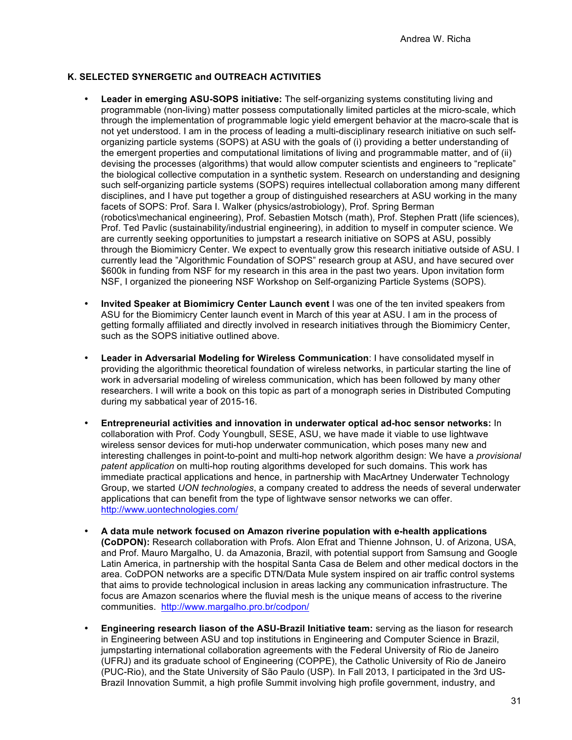### K. SELECTED SYNERGETIC and OUTREACH ACTIVITIES

- **Leader in emerging ASU-SOPS initiative:** The self-organizing systems constituting living and programmable (non-living) matter possess computationally limited particles at the micro-scale, which through the implementation of programmable logic yield emergent behavior at the macro-scale that is not yet understood. I am in the process of leading a multi-disciplinary research initiative on such self-organizing particle systems (SOPS) at ASU with the goals of (i) providing a better understanding of the emergent properties and computational limitations of living and programmable matter, and of (ii) devising the processes (algorithms) that would allow computer scientists and engineers to "replicate" the biological collective computation in a synthetic system. Research on understanding and designing such self-organizing particle systems (SOPS) requires intellectual collaboration among many different disciplines, and I have put together a group of distinguished researchers at ASU working in the many facets of SOPS: Prof. Sara I. Walker (physics/astrobiology), Prof. Spring Berman (robotics\mechanical engineering), Prof. Sebastien Motsch (math), Prof. Stephen Pratt (life sciences), Prof. Ted Pavlic (sustainability/industrial engineering), in addition to myself in computer science. We are currently seeking opportunities to jumpstart a research initiative on SOPS at ASU, possibly through the Biomimicry Center. We expect to eventually grow this research initiative outside of ASU. I currently lead the "Algorithmic Foundation of SOPS" research group at ASU, and have secured over $600k in funding from NSF for my research in this area in the past two years. Upon invitation form NSF, I organized the pioneering NSF Workshop on Self-organizing Particle Systems (SOPS).

- **Invited Speaker at Biomimicry Center Launch event** I was one of the ten invited speakers from ASU for the Biomimicry Center launch event in March of this year at ASU. I am in the process of getting formally affiliated and directly involved in research initiatives through the Biomimicry Center, such as the SOPS initiative outlined above.

- **Leader in Adversarial Modeling for Wireless Communication**: I have consolidated myself in providing the algorithmic theoretical foundation of wireless networks, in particular starting the line of work in adversarial modeling of wireless communication, which has been followed by many other researchers. I will write a book on this topic as part of a monograph series in Distributed Computing during my sabbatical year of 2015-16.

- **Entrepreneurial activities and innovation in underwater optical ad-hoc sensor networks:** In collaboration with Prof. Cody Youngbull, SESE, ASU, we have made it viable to use lightwave wireless sensor devices for muti-hop underwater communication, which poses many new and interesting challenges in point-to-point and multi-hop network algorithm design: We have a *provisional patent application* on multi-hop routing algorithms developed for such domains. This work has immediate practical applications and hence, in partnership with MacArtney Underwater Technology Group, we started *UON technologies*, a company created to address the needs of several underwater applications that can benefit from the type of lightwave sensor networks we can offer. http://www.uontechnologies.com/

- **A data mule network focused on Amazon riverine population with e-health applications (CoDPON):** Research collaboration with Profs. Alon Efrat and Thienne Johnson, U. of Arizona, USA, and Prof. Mauro Margalho, U. da Amazonia, Brazil, with potential support from Samsung and Google Latin America, in partnership with the hospital Santa Casa de Belem and other medical doctors in the area. CoDPON networks are a specific DTN/Data Mule system inspired on air traffic control systems that aims to provide technological inclusion in areas lacking any communication infrastructure. The focus are Amazon scenarios where the fluvial mesh is the unique means of access to the riverine communities. http://www.margalho.pro.br/codpon/

- **Engineering research liason of the ASU-Brazil Initiative team:** serving as the liason for research in Engineering between ASU and top institutions in Engineering and Computer Science in Brazil, jumpstarting international collaboration agreements with the Federal University of Rio de Janeiro (UFRJ) and its graduate school of Engineering (COPPE), the Catholic University of Rio de Janeiro (PUC-Rio), and the State University of São Paulo (USP). In Fall 2013, I participated in the 3rd US-Brazil Innovation Summit, a high profile Summit involving high profile government, industry, and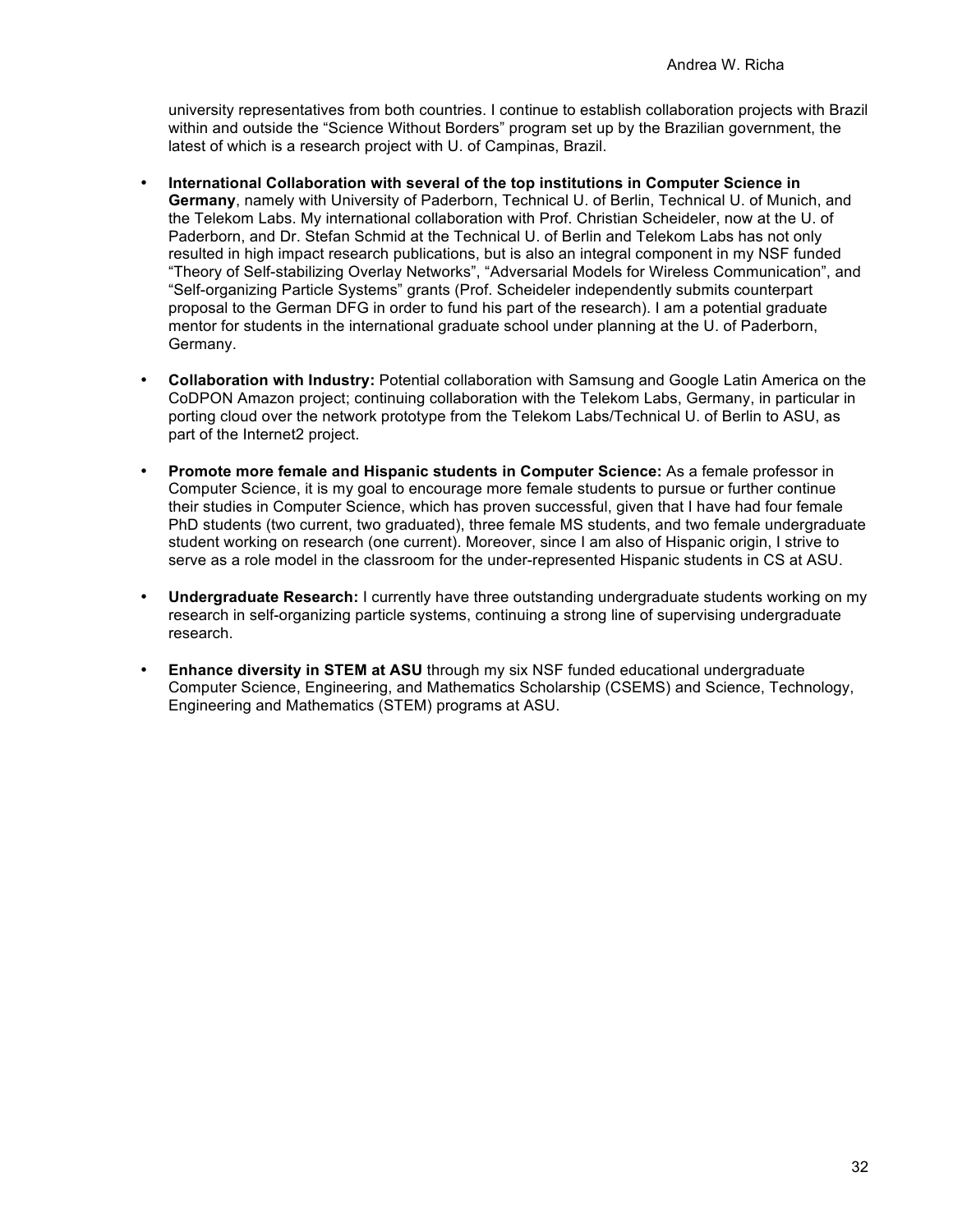university representatives from both countries. I continue to establish collaboration projects with Brazil within and outside the "Science Without Borders" program set up by the Brazilian government, the latest of which is a research project with U. of Campinas, Brazil.

- **International Collaboration with several of the top institutions in Computer Science in Germany**, namely with University of Paderborn, Technical U. of Berlin, Technical U. of Munich, and the Telekom Labs. My international collaboration with Prof. Christian Scheideler, now at the U. of Paderborn, and Dr. Stefan Schmid at the Technical U. of Berlin and Telekom Labs has not only resulted in high impact research publications, but is also an integral component in my NSF funded "Theory of Self-stabilizing Overlay Networks", "Adversarial Models for Wireless Communication", and "Self-organizing Particle Systems" grants (Prof. Scheideler independently submits counterpart proposal to the German DFG in order to fund his part of the research). I am a potential graduate mentor for students in the international graduate school under planning at the U. of Paderborn, Germany.

- **Collaboration with Industry:** Potential collaboration with Samsung and Google Latin America on the CoDPON Amazon project; continuing collaboration with the Telekom Labs, Germany, in particular in porting cloud over the network prototype from the Telekom Labs/Technical U. of Berlin to ASU, as part of the Internet2 project.

- **Promote more female and Hispanic students in Computer Science:** As a female professor in Computer Science, it is my goal to encourage more female students to pursue or further continue their studies in Computer Science, which has proven successful, given that I have had four female PhD students (two current, two graduated), three female MS students, and two female undergraduate student working on research (one current). Moreover, since I am also of Hispanic origin, I strive to serve as a role model in the classroom for the under-represented Hispanic students in CS at ASU.

- **Undergraduate Research:** I currently have three outstanding undergraduate students working on my research in self-organizing particle systems, continuing a strong line of supervising undergraduate research.

- **Enhance diversity in STEM at ASU** through my six NSF funded educational undergraduate Computer Science, Engineering, and Mathematics Scholarship (CSEMS) and Science, Technology, Engineering and Mathematics (STEM) programs at ASU.